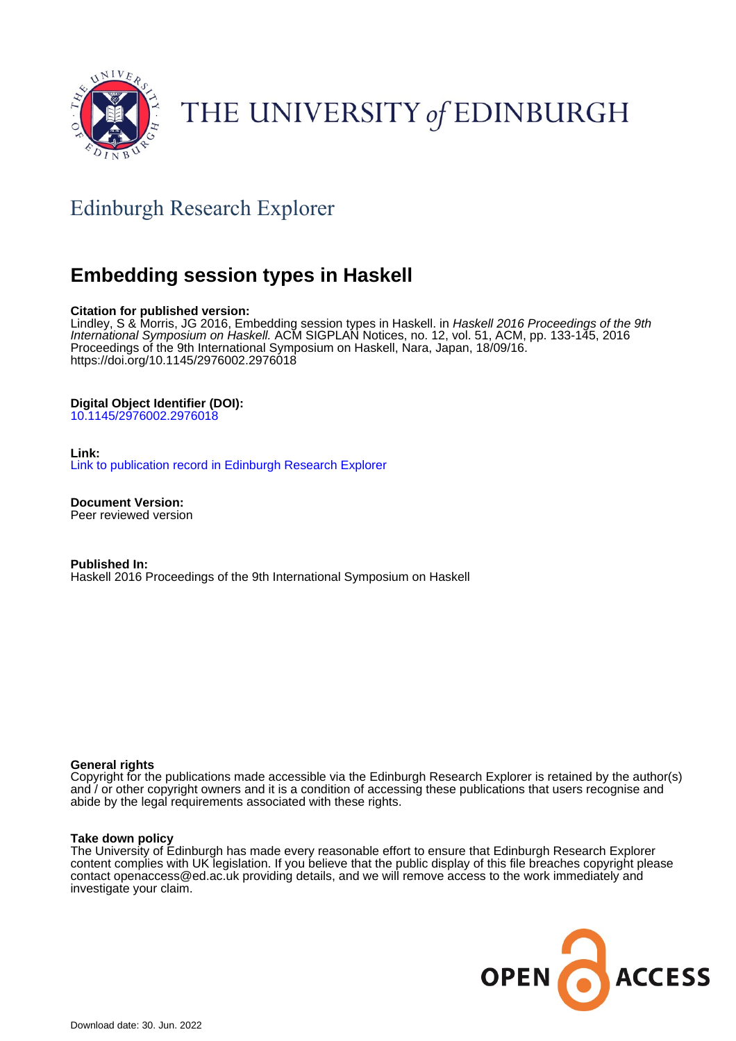THE UNIVERSITY *of* EDINBURGH

## Edinburgh Research Explorer

# Embedding session types in Haskell

**Citation for published version:**
Lindley, S & Morris, JG 2016, Embedding session types in Haskell. in *Haskell 2016 Proceedings of the 9th International Symposium on Haskell.* ACM SIGPLAN Notices, no. 12, vol. 51, ACM, pp. 133-145, 2016 Proceedings of the 9th International Symposium on Haskell, Nara, Japan, 18/09/16. https://doi.org/10.1145/2976002.2976018

**Digital Object Identifier (DOI):**
10.1145/2976002.2976018

**Link:**
Link to publication record in Edinburgh Research Explorer

**Document Version:**
Peer reviewed version

**Published In:**
Haskell 2016 Proceedings of the 9th International Symposium on Haskell

**General rights**
Copyright for the publications made accessible via the Edinburgh Research Explorer is retained by the author(s) and / or other copyright owners and it is a condition of accessing these publications that users recognise and abide by the legal requirements associated with these rights.

**Take down policy**
The University of Edinburgh has made every reasonable effort to ensure that Edinburgh Research Explorer content complies with UK legislation. If you believe that the public display of this file breaches copyright please contact openaccess@ed.ac.uk providing details, and we will remove access to the work immediately and investigate your claim.

Download date: 30. Jun. 2022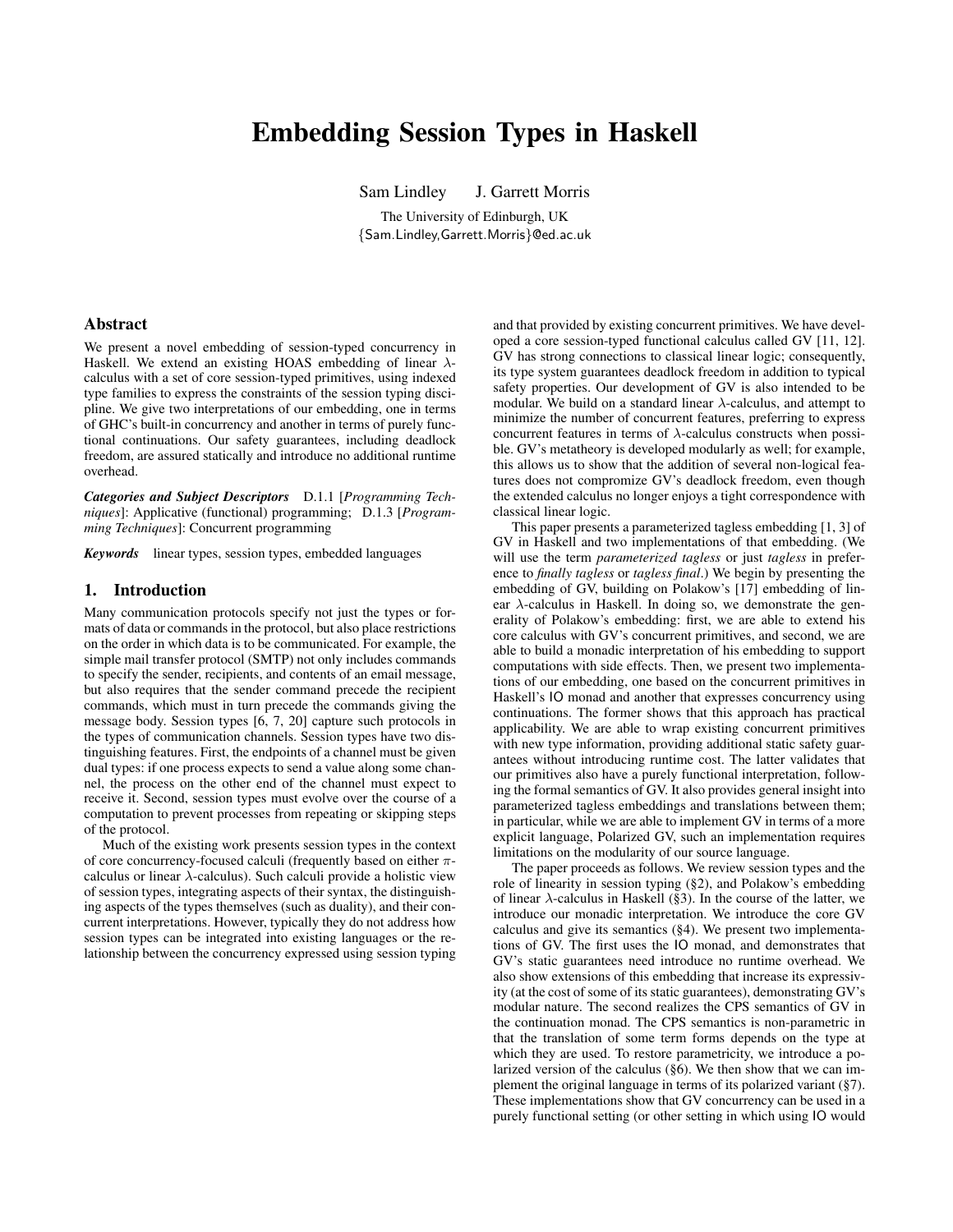# Embedding Session Types in Haskell

Sam Lindley J. Garrett Morris

The University of Edinburgh, UK
{Sam.Lindley,Garrett.Morris}@ed.ac.uk

## Abstract

We present a novel embedding of session-typed concurrency in Haskell. We extend an existing HOAS embedding of linear $\lambda$-calculus with a set of core session-typed primitives, using indexed type families to express the constraints of the session typing discipline. We give two interpretations of our embedding, one in terms of GHC's built-in concurrency and another in terms of purely functional continuations. Our safety guarantees, including deadlock freedom, are assured statically and introduce no additional runtime overhead.

***Categories and Subject Descriptors*** D.1.1 [*Programming Techniques*]: Applicative (functional) programming; D.1.3 [*Programming Techniques*]: Concurrent programming

***Keywords*** linear types, session types, embedded languages

## 1. Introduction

Many communication protocols specify not just the types or formats of data or commands in the protocol, but also place restrictions on the order in which data is to be communicated. For example, the simple mail transfer protocol (SMTP) not only includes commands to specify the sender, recipients, and contents of an email message, but also requires that the sender command precede the recipient commands, which must in turn precede the commands giving the message body. Session types [6, 7, 20] capture such protocols in the types of communication channels. Session types have two distinguishing features. First, the endpoints of a channel must be given dual types: if one process expects to send a value along some channel, the process on the other end of the channel must expect to receive it. Second, session types must evolve over the course of a computation to prevent processes from repeating or skipping steps of the protocol.

Much of the existing work presents session types in the context of core concurrency-focused calculi (frequently based on either $\pi$-calculus or linear $\lambda$-calculus). Such calculi provide a holistic view of session types, integrating aspects of their syntax, the distinguishing aspects of the types themselves (such as duality), and their concurrent interpretations. However, typically they do not address how session types can be integrated into existing languages or the relationship between the concurrency expressed using session typing and that provided by existing concurrent primitives. We have developed a core session-typed functional calculus called GV [11, 12]. GV has strong connections to classical linear logic; consequently, its type system guarantees deadlock freedom in addition to typical safety properties. Our development of GV is also intended to be modular. We build on a standard linear $\lambda$-calculus, and attempt to minimize the number of concurrent features, preferring to express concurrent features in terms of $\lambda$-calculus constructs when possible. GV's metatheory is developed modularly as well; for example, this allows us to show that the addition of several non-logical features does not compromize GV's deadlock freedom, even though the extended calculus no longer enjoys a tight correspondence with classical linear logic.

This paper presents a parameterized tagless embedding [1, 3] of GV in Haskell and two implementations of that embedding. (We will use the term *parameterized tagless* or just *tagless* in preference to *finally tagless* or *tagless final*.) We begin by presenting the embedding of GV, building on Polakow's [17] embedding of linear $\lambda$-calculus in Haskell. In doing so, we demonstrate the generality of Polakow's embedding: first, we are able to extend his core calculus with GV's concurrent primitives, and second, we are able to build a monadic interpretation of his embedding to support computations with side effects. Then, we present two implementations of our embedding, one based on the concurrent primitives in Haskell's IO monad and another that expresses concurrency using continuations. The former shows that this approach has practical applicability. We are able to wrap existing concurrent primitives with new type information, providing additional static safety guarantees without introducing runtime cost. The latter validates that our primitives also have a purely functional interpretation, following the formal semantics of GV. It also provides general insight into parameterized tagless embeddings and translations between them; in particular, while we are able to implement GV in terms of a more explicit language, Polarized GV, such an implementation requires limitations on the modularity of our source language.

The paper proceeds as follows. We review session types and the role of linearity in session typing (§2), and Polakow's embedding of linear $\lambda$-calculus in Haskell (§3). In the course of the latter, we introduce our monadic interpretation. We introduce the core GV calculus and give its semantics (§4). We present two implementations of GV. The first uses the IO monad, and demonstrates that GV's static guarantees need introduce no runtime overhead. We also show extensions of this embedding that increase its expressivity (at the cost of some of its static guarantees), demonstrating GV's modular nature. The second realizes the CPS semantics of GV in the continuation monad. The CPS semantics is non-parametric in that the translation of some term forms depends on the type at which they are used. To restore parametricity, we introduce a polarized version of the calculus (§6). We then show that we can implement the original language in terms of its polarized variant (§7). These implementations show that GV concurrency can be used in a purely functional setting (or other setting in which using IO would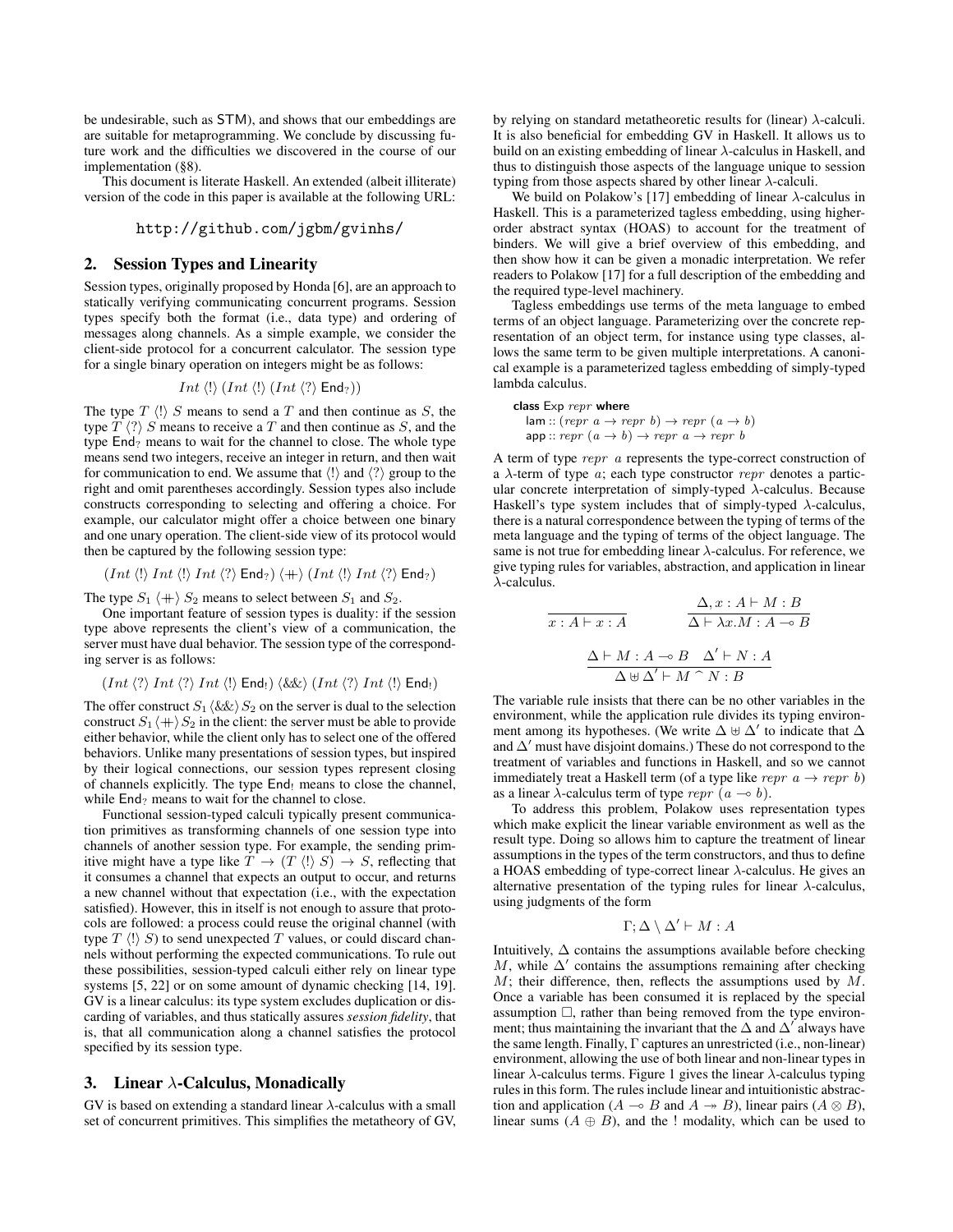be undesirable, such as STM), and shows that our embeddings are are suitable for metaprogramming. We conclude by discussing future work and the difficulties we discovered in the course of our implementation (§8).

This document is literate Haskell. An extended (albeit illiterate) version of the code in this paper is available at the following URL:

http://github.com/jgbm/gvinhs/

## 2. Session Types and Linearity

Session types, originally proposed by Honda [6], are an approach to statically verifying communicating concurrent programs. Session types specify both the format (i.e., data type) and ordering of messages along channels. As a simple example, we consider the client-side protocol for a concurrent calculator. The session type for a single binary operation on integers might be as follows:

$$Int\ \langle!\rangle\ (Int\ \langle!\rangle\ (Int\ \langle?\rangle\ \mathsf{End}_?))$$

The type $T\ \langle!\rangle\ S$ means to send a $T$ and then continue as $S$, the type $T\ \langle?\rangle\ S$ means to receive a $T$ and then continue as $S$, and the type $\mathsf{End}_?$ means to wait for the channel to close. The whole type means send two integers, receive an integer in return, and then wait for communication to end. We assume that $\langle!\rangle$ and $\langle?\rangle$ group to the right and omit parentheses accordingly. Session types also include constructs corresponding to selecting and offering a choice. For example, our calculator might offer a choice between one binary and one unary operation. The client-side view of its protocol would then be captured by the following session type:

$$(Int\ \langle!\rangle\ Int\ \langle!\rangle\ Int\ \langle?\rangle\ \mathsf{End}_?)\ \langle+\!\!\!+\rangle\ (Int\ \langle!\rangle\ Int\ \langle?\rangle\ \mathsf{End}_?)$$

The type $S_1\ \langle+\!\!\!+\rangle\ S_2$ means to select between $S_1$ and $S_2$.

One important feature of session types is duality: if the session type above represents the client's view of a communication, the server must have dual behavior. The session type of the corresponding server is as follows:

$$(Int\ \langle?\rangle\ Int\ \langle?\rangle\ Int\ \langle!\rangle\ \mathsf{End}_!)\ \langle\&\&\rangle\ (Int\ \langle?\rangle\ Int\ \langle!\rangle\ \mathsf{End}_!)$$

The offer construct $S_1\ \langle\&\&\rangle\ S_2$ on the server is dual to the selection construct $S_1\ \langle+\!\!\!+\rangle\ S_2$ in the client: the server must be able to provide either behavior, while the client only has to select one of the offered behaviors. Unlike many presentations of session types, but inspired by their logical connections, our session types represent closing of channels explicitly. The type $\mathsf{End}_!$ means to close the channel, while $\mathsf{End}_?$ means to wait for the channel to close.

Functional session-typed calculi typically present communication primitives as transforming channels of one session type into channels of another session type. For example, the sending primitive might have a type like $T \to (T\ \langle!\rangle\ S) \to S$, reflecting that it consumes a channel that expects an output to occur, and returns a new channel without that expectation (i.e., with the expectation satisfied). However, this in itself is not enough to assure that protocols are followed: a process could reuse the original channel (with type $T\ \langle!\rangle\ S$) to send unexpected $T$ values, or could discard channels without performing the expected communications. To rule out these possibilities, session-typed calculi either rely on linear type systems [5, 22] or on some amount of dynamic checking [14, 19]. GV is a linear calculus: its type system excludes duplication or discarding of variables, and thus statically assures *session fidelity*, that is, that all communication along a channel satisfies the protocol specified by its session type.

## 3. Linear λ-Calculus, Monadically

GV is based on extending a standard linear λ-calculus with a small set of concurrent primitives. This simplifies the metatheory of GV, by relying on standard metatheoretic results for (linear) λ-calculi. It is also beneficial for embedding GV in Haskell. It allows us to build on an existing embedding of linear λ-calculus in Haskell, and thus to distinguish those aspects of the language unique to session typing from those aspects shared by other linear λ-calculi.

We build on Polakow's [17] embedding of linear λ-calculus in Haskell. This is a parameterized tagless embedding, using higher-order abstract syntax (HOAS) to account for the treatment of binders. We will give a brief overview of this embedding, and then show how it can be given a monadic interpretation. We refer readers to Polakow [17] for a full description of the embedding and the required type-level machinery.

Tagless embeddings use terms of the meta language to embed terms of an object language. Parameterizing over the concrete representation of an object term, for instance using type classes, allows the same term to be given multiple interpretations. A canonical example is a parameterized tagless embedding of simply-typed lambda calculus.

```
class Exp repr where
  lam :: (repr a → repr b) → repr (a → b)
  app :: repr (a → b) → repr a → repr b
```

A term of type $repr\ \ a$ represents the type-correct construction of a λ-term of type $a$; each type constructor $repr$ denotes a particular concrete interpretation of simply-typed λ-calculus. Because Haskell's type system includes that of simply-typed λ-calculus, there is a natural correspondence between the typing of terms of the meta language and the typing of terms of the object language. The same is not true for embedding linear λ-calculus. For reference, we give typing rules for variables, abstraction, and application in linear λ-calculus.

$$\frac{}{x : A \vdash x : A} \qquad \frac{\Delta, x : A \vdash M : B}{\Delta \vdash \lambda x.M : A \multimap B}$$

$$\frac{\Delta \vdash M : A \multimap B \quad \Delta' \vdash N : A}{\Delta \uplus \Delta' \vdash M \frown N : B}$$

The variable rule insists that there can be no other variables in the environment, while the application rule divides its typing environment among its hypotheses. (We write $\Delta \uplus \Delta'$ to indicate that $\Delta$ and $\Delta'$ must have disjoint domains.) These do not correspond to the treatment of variables and functions in Haskell, and so we cannot immediately treat a Haskell term (of a type like $repr\ a \to repr\ b$) as a linear λ-calculus term of type $repr\ (a \multimap b)$.

To address this problem, Polakow uses representation types which make explicit the linear variable environment as well as the result type. Doing so allows him to capture the treatment of linear assumptions in the types of the term constructors, and thus to define a HOAS embedding of type-correct linear λ-calculus. He gives an alternative presentation of the typing rules for linear λ-calculus, using judgments of the form

$$\Gamma; \Delta \setminus \Delta' \vdash M : A$$

Intuitively, $\Delta$ contains the assumptions available before checking $M$, while $\Delta'$ contains the assumptions remaining after checking $M$; their difference, then, reflects the assumptions used by $M$. Once a variable has been consumed it is replaced by the special assumption $\square$, rather than being removed from the type environment; thus maintaining the invariant that the $\Delta$ and $\Delta'$ always have the same length. Finally, $\Gamma$ captures an unrestricted (i.e., non-linear) environment, allowing the use of both linear and non-linear types in linear λ-calculus terms. Figure 1 gives the linear λ-calculus typing rules in this form. The rules include linear and intuitionistic abstraction and application ($A \multimap B$ and $A \twoheadrightarrow B$), linear pairs ($A \otimes B$), linear sums ($A \oplus B$), and the ! modality, which can be used to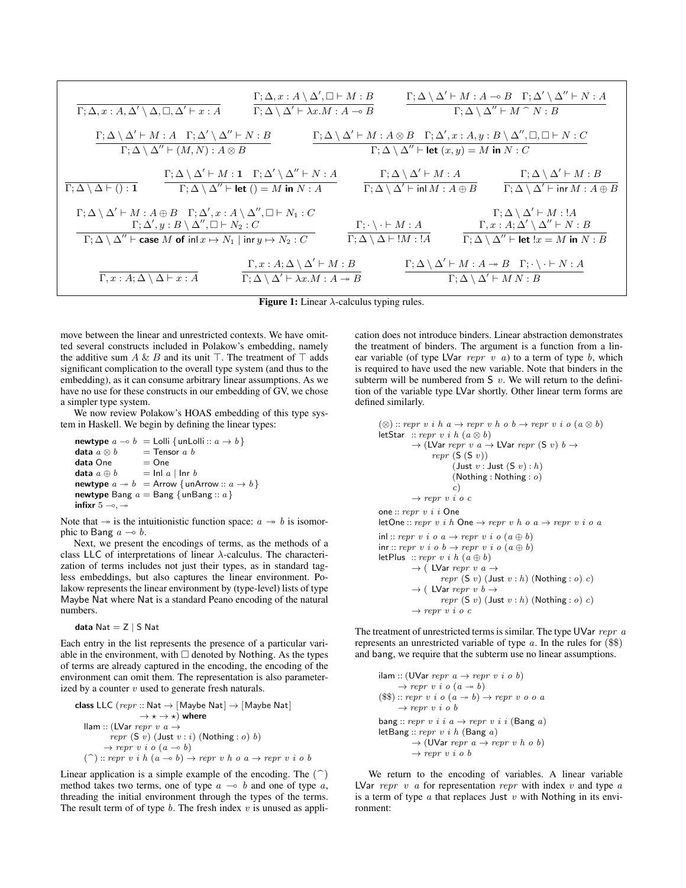$$\frac{}{\Gamma;\Delta,x:A,\Delta'\setminus\Delta,\Box,\Delta'\vdash x:A}\qquad\frac{\Gamma;\Delta,x:A\setminus\Delta',\Box\vdash M:B}{\Gamma;\Delta\setminus\Delta'\vdash\lambda x.M:A\multimap B}\qquad\frac{\Gamma;\Delta\setminus\Delta'\vdash M:A\multimap B\quad\Gamma;\Delta'\setminus\Delta''\vdash N:A}{\Gamma;\Delta\setminus\Delta''\vdash M\,\widehat{}\,N:B}$$

$$\frac{\Gamma;\Delta\setminus\Delta'\vdash M:A\quad\Gamma;\Delta'\setminus\Delta''\vdash N:B}{\Gamma;\Delta\setminus\Delta''\vdash(M,N):A\otimes B}\qquad\frac{\Gamma;\Delta\setminus\Delta'\vdash M:A\otimes B\quad\Gamma;\Delta',x:A,y:B\setminus\Delta'',\Box,\Box\vdash N:C}{\Gamma;\Delta\setminus\Delta''\vdash\textbf{let }(x,y)=M\textbf{ in }N:C}$$

$$\frac{}{\Gamma;\Delta\setminus\Delta\vdash():\mathbf{1}}\qquad\frac{\Gamma;\Delta\setminus\Delta'\vdash M:\mathbf{1}\quad\Gamma;\Delta'\setminus\Delta''\vdash N:A}{\Gamma;\Delta\setminus\Delta''\vdash\textbf{let }()=M\textbf{ in }N:A}\qquad\frac{\Gamma;\Delta\setminus\Delta'\vdash M:A}{\Gamma;\Delta\setminus\Delta'\vdash\mathsf{inl}\,M:A\oplus B}\qquad\frac{\Gamma;\Delta\setminus\Delta'\vdash M:B}{\Gamma;\Delta\setminus\Delta'\vdash\mathsf{inr}\,M:A\oplus B}$$

$$\frac{\Gamma;\Delta\setminus\Delta'\vdash M:A\oplus B\quad\Gamma;\Delta',x:A\setminus\Delta'',\Box\vdash N_1:C\quad\Gamma;\Delta',y:B\setminus\Delta'',\Box\vdash N_2:C}{\Gamma;\Delta\setminus\Delta''\vdash\textbf{case }M\textbf{ of }\mathsf{inl}\,x\mapsto N_1\mid\mathsf{inr}\,y\mapsto N_2:C}\qquad\frac{\Gamma;\cdot\setminus\cdot\vdash M:A}{\Gamma;\Delta\setminus\Delta\vdash !M:!A}\qquad\frac{\Gamma;\Delta\setminus\Delta'\vdash M:!A\quad\Gamma,x:A;\Delta'\setminus\Delta''\vdash N:B}{\Gamma;\Delta\setminus\Delta''\vdash\textbf{let }!x=M\textbf{ in }N:B}$$

$$\frac{}{\Gamma,x:A;\Delta\setminus\Delta\vdash x:A}\qquad\frac{\Gamma,x:A;\Delta\setminus\Delta'\vdash M:B}{\Gamma;\Delta\setminus\Delta'\vdash\lambda x.M:A\twoheadrightarrow B}\qquad\frac{\Gamma;\Delta\setminus\Delta'\vdash M:A\twoheadrightarrow B\quad\Gamma;\cdot\setminus\cdot\vdash N:A}{\Gamma;\Delta\setminus\Delta'\vdash M\,N:B}$$

**Figure 1:** Linear λ-calculus typing rules.

move between the linear and unrestricted contexts. We have omitted several constructs included in Polakow's embedding, namely the additive sum $A \& B$ and its unit $\top$. The treatment of $\top$ adds significant complication to the overall type system (and thus to the embedding), as it can consume arbitrary linear assumptions. As we have no use for these constructs in our embedding of GV, we chose a simpler type system.

We now review Polakow's HOAS embedding of this type system in Haskell. We begin by defining the linear types:

```
newtype a ⊸ b  = Lolli {unLolli :: a → b}
data a ⊗ b     = Tensor a b
data One       = One
data a ⊕ b     = Inl a | Inr b
newtype a ↠ b  = Arrow {unArrow :: a → b}
newtype Bang a = Bang {unBang :: a}
infixr 5 ⊸, ↠
```

Note that $\twoheadrightarrow$ is the intuitionistic function space: $a \twoheadrightarrow b$ is isomorphic to Bang $a \multimap b$.

Next, we present the encodings of terms, as the methods of a class LLC of interpretations of linear λ-calculus. The characterization of terms includes not just their types, as in standard tagless embeddings, but also captures the linear environment. Polakow represents the linear environment by (type-level) lists of type Maybe Nat where Nat is a standard Peano encoding of the natural numbers.

```
data Nat = Z | S Nat
```

Each entry in the list represents the presence of a particular variable in the environment, with $\Box$ denoted by Nothing. As the types of terms are already captured in the encoding, the encoding of the environment can omit them. The representation is also parameterized by a counter $v$ used to generate fresh naturals.

```
class LLC (repr :: Nat → [Maybe Nat] → [Maybe Nat]
                  → ⋆ → ⋆) where
  llam :: (LVar repr v a →
           repr (S v) (Just v : i) (Nothing : o) b)
        → repr v i o (a ⊸ b)
  (^) :: repr v i h (a ⊸ b) → repr v h o a → repr v i o b
```

Linear application is a simple example of the encoding. The $(\widehat{\ })$ method takes two terms, one of type $a \multimap b$ and one of type $a$, threading the initial environment through the types of the terms. The result term of of type $b$. The fresh index $v$ is unused as application does not introduce binders. Linear abstraction demonstrates the treatment of binders. The argument is a function from a linear variable (of type LVar $repr$ $v$ $a$) to a term of type $b$, which is required to have used the new variable. Note that binders in the subterm will be numbered from S $v$. We will return to the definition of the variable type LVar shortly. Other linear term forms are defined similarly.

```
(⊗) :: repr v i h a → repr v h o b → repr v i o (a ⊗ b)
letStar :: repr v i h (a ⊗ b)
        → (LVar repr v a → LVar repr (S v) b →
             repr (S (S v))
                  (Just v : Just (S v) : h)
                  (Nothing : Nothing : o)
                  c)
        → repr v i o c
one :: repr v i i One
letOne :: repr v i h One → repr v h o a → repr v i o a
inl :: repr v i o a → repr v i o (a ⊕ b)
inr :: repr v i o b → repr v i o (a ⊕ b)
letPlus :: repr v i h (a ⊕ b)
        → ( LVar repr v a →
              repr (S v) (Just v : h) (Nothing : o) c)
        → ( LVar repr v b →
              repr (S v) (Just v : h) (Nothing : o) c)
        → repr v i o c
```

The treatment of unrestricted terms is similar. The type UVar $repr$ $a$ represents an unrestricted variable of type $a$. In the rules for (\$\$) and bang, we require that the subterm use no linear assumptions.

```
ilam :: (UVar repr a → repr v i o b)
     → repr v i o (a ↠ b)
($$) :: repr v i o (a ↠ b) → repr v o o a
     → repr v i o b
bang :: repr v i i a → repr v i i (Bang a)
letBang :: repr v i h (Bang a)
        → (UVar repr a → repr v h o b)
        → repr v i o b
```

We return to the encoding of variables. A linear variable LVar $repr$ $v$ $a$ for representation $repr$ with index $v$ and type $a$ is a term of type $a$ that replaces Just $v$ with Nothing in its environment: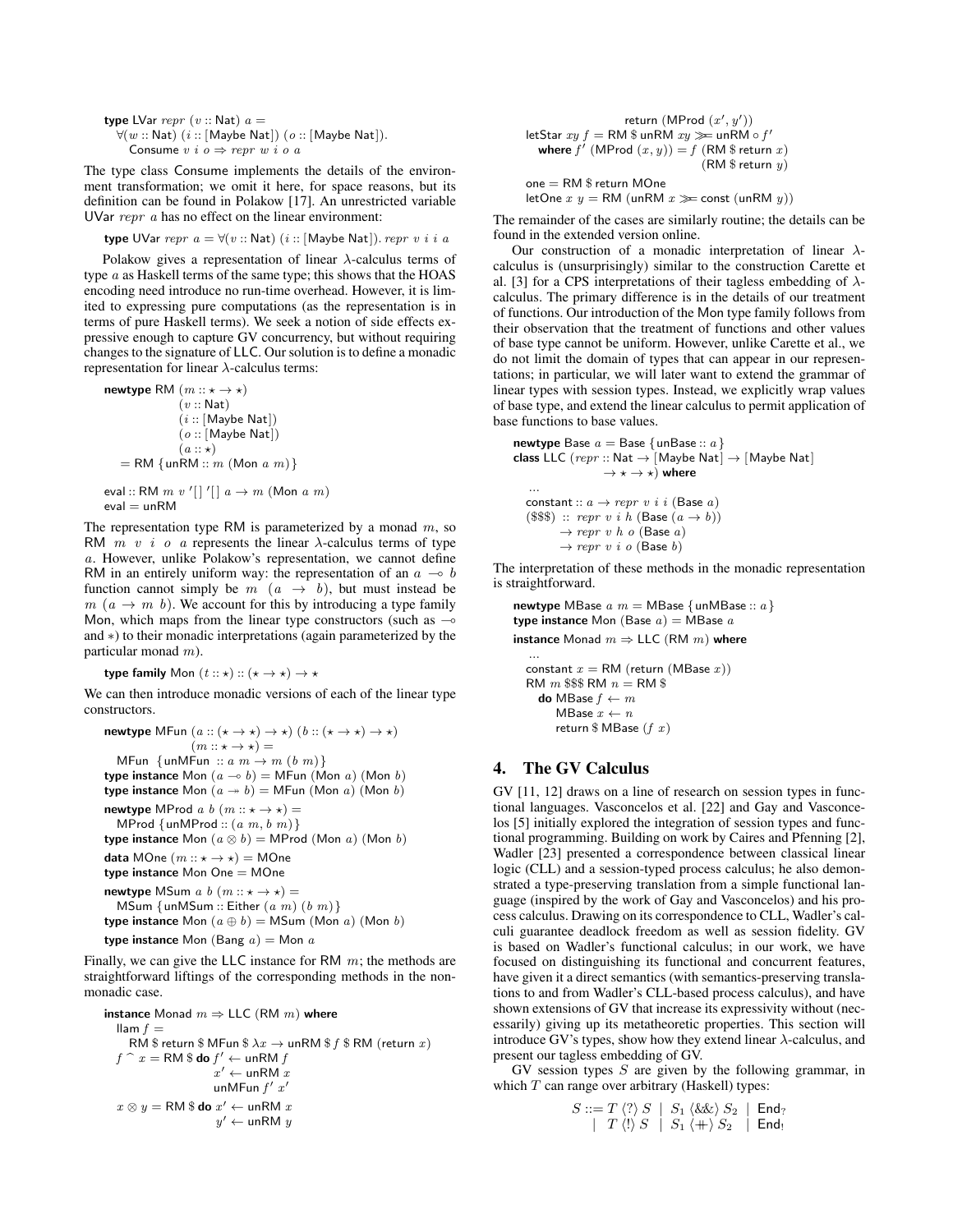```
type LVar repr (v :: Nat) a =
  ∀(w :: Nat) (i :: [Maybe Nat]) (o :: [Maybe Nat]).
    Consume v i o ⇒ repr w i o a
```

The type class Consume implements the details of the environment transformation; we omit it here, for space reasons, but its definition can be found in Polakow [17]. An unrestricted variable UVar *repr a* has no effect on the linear environment:

```
type UVar repr a = ∀(v :: Nat) (i :: [Maybe Nat]). repr v i i a
```

Polakow gives a representation of linear λ-calculus terms of type *a* as Haskell terms of the same type; this shows that the HOAS encoding need introduce no run-time overhead. However, it is limited to expressing pure computations (as the representation is in terms of pure Haskell terms). We seek a notion of side effects expressive enough to capture GV concurrency, but without requiring changes to the signature of LLC. Our solution is to define a monadic representation for linear λ-calculus terms:

```
newtype RM (m :: ⋆ → ⋆)
           (v :: Nat)
           (i :: [Maybe Nat])
           (o :: [Maybe Nat])
           (a :: ⋆)
  = RM {unRM :: m (Mon a m)}

eval :: RM m v '[] '[] a → m (Mon a m)
eval = unRM
```

The representation type RM is parameterized by a monad *m*, so RM *m v i o a* represents the linear λ-calculus terms of type *a*. However, unlike Polakow's representation, we cannot define RM in an entirely uniform way: the representation of an $a \multimap b$ function cannot simply be $m\ (a \to b)$, but must instead be $m\ (a \to m\ b)$. We account for this by introducing a type family Mon, which maps from the linear type constructors (such as $\multimap$ and $*$) to their monadic interpretations (again parameterized by the particular monad *m*).

```
type family Mon (t :: ⋆) :: (⋆ → ⋆) → ⋆
```

We can then introduce monadic versions of each of the linear type constructors.

```
newtype MFun (a :: (⋆ → ⋆) → ⋆) (b :: (⋆ → ⋆) → ⋆)
             (m :: ⋆ → ⋆) =
  MFun {unMFun :: a m → m (b m)}
type instance Mon (a ⊸ b) = MFun (Mon a) (Mon b)
type instance Mon (a ↠ b) = MFun (Mon a) (Mon b)
newtype MProd a b (m :: ⋆ → ⋆) =
  MProd {unMProd :: (a m, b m)}
type instance Mon (a ⊗ b) = MProd (Mon a) (Mon b)
data MOne (m :: ⋆ → ⋆) = MOne
type instance Mon One = MOne
newtype MSum a b (m :: ⋆ → ⋆) =
  MSum {unMSum :: Either (a m) (b m)}
type instance Mon (a ⊕ b) = MSum (Mon a) (Mon b)
type instance Mon (Bang a) = Mon a
```

Finally, we can give the LLC instance for RM *m*; the methods are straightforward liftings of the corresponding methods in the non-monadic case.

```
instance Monad m ⇒ LLC (RM m) where
  llam f =
    RM $ return $ MFun $ λx → unRM $ f $ RM (return x)
  f ⌢ x = RM $ do f' ← unRM f
                  x' ← unRM x
                  unMFun f' x'
  x ⊗ y = RM $ do x' ← unRM x
                  y' ← unRM y
                  return (MProd (x', y'))
  letStar xy f = RM $ unRM xy ≫= unRM ∘ f'
    where f' (MProd (x, y)) = f (RM $ return x)
                                (RM $ return y)
  one = RM $ return MOne
  letOne x y = RM (unRM x ≫= const (unRM y))
```

The remainder of the cases are similarly routine; the details can be found in the extended version online.

Our construction of a monadic interpretation of linear λ-calculus is (unsurprisingly) similar to the construction Carette et al. [3] for a CPS interpretations of their tagless embedding of λ-calculus. The primary difference is in the details of our treatment of functions. Our introduction of the Mon type family follows from their observation that the treatment of functions and other values of base type cannot be uniform. However, unlike Carette et al., we do not limit the domain of types that can appear in our representations; in particular, we will later want to extend the grammar of linear types with session types. Instead, we explicitly wrap values of base type, and extend the linear calculus to permit application of base functions to base values.

```
newtype Base a = Base {unBase :: a}
class LLC (repr :: Nat → [Maybe Nat] → [Maybe Nat]
                → ⋆ → ⋆) where
  ...
  constant :: a → repr v i i (Base a)
  ($$$) :: repr v i h (Base (a → b))
        → repr v h o (Base a)
        → repr v i o (Base b)
```

The interpretation of these methods in the monadic representation is straightforward.

```
newtype MBase a m = MBase {unMBase :: a}
type instance Mon (Base a) = MBase a
instance Monad m ⇒ LLC (RM m) where
  ...
  constant x = RM (return (MBase x))
  RM m $$$ RM n = RM $
    do MBase f ← m
       MBase x ← n
       return $ MBase (f x)
```

## 4. The GV Calculus

GV [11, 12] draws on a line of research on session types in functional languages. Vasconcelos et al. [22] and Gay and Vasconcelos [5] initially explored the integration of session types and functional programming. Building on work by Caires and Pfenning [2], Wadler [23] presented a correspondence between classical linear logic (CLL) and a session-typed process calculus; he also demonstrated a type-preserving translation from a simple functional language (inspired by the work of Gay and Vasconcelos) and his process calculus. Drawing on its correspondence to CLL, Wadler's calculi guarantee deadlock freedom as well as session fidelity. GV is based on Wadler's functional calculus; in our work, we have focused on distinguishing its functional and concurrent features, have given it a direct semantics (with semantics-preserving translations to and from Wadler's CLL-based process calculus), and have shown extensions of GV that increase its expressivity without (necessarily) giving up its metatheoretic properties. This section will introduce GV's types, show how they extend linear λ-calculus, and present our tagless embedding of GV.

GV session types $S$ are given by the following grammar, in which $T$ can range over arbitrary (Haskell) types:

$$S ::= T\ \langle ? \rangle\ S \mid S_1\ \langle \&\& \rangle\ S_2 \mid \mathsf{End}_? \mid T\ \langle ! \rangle\ S \mid S_1\ \langle + \! + \rangle\ S_2 \mid \mathsf{End}_!$$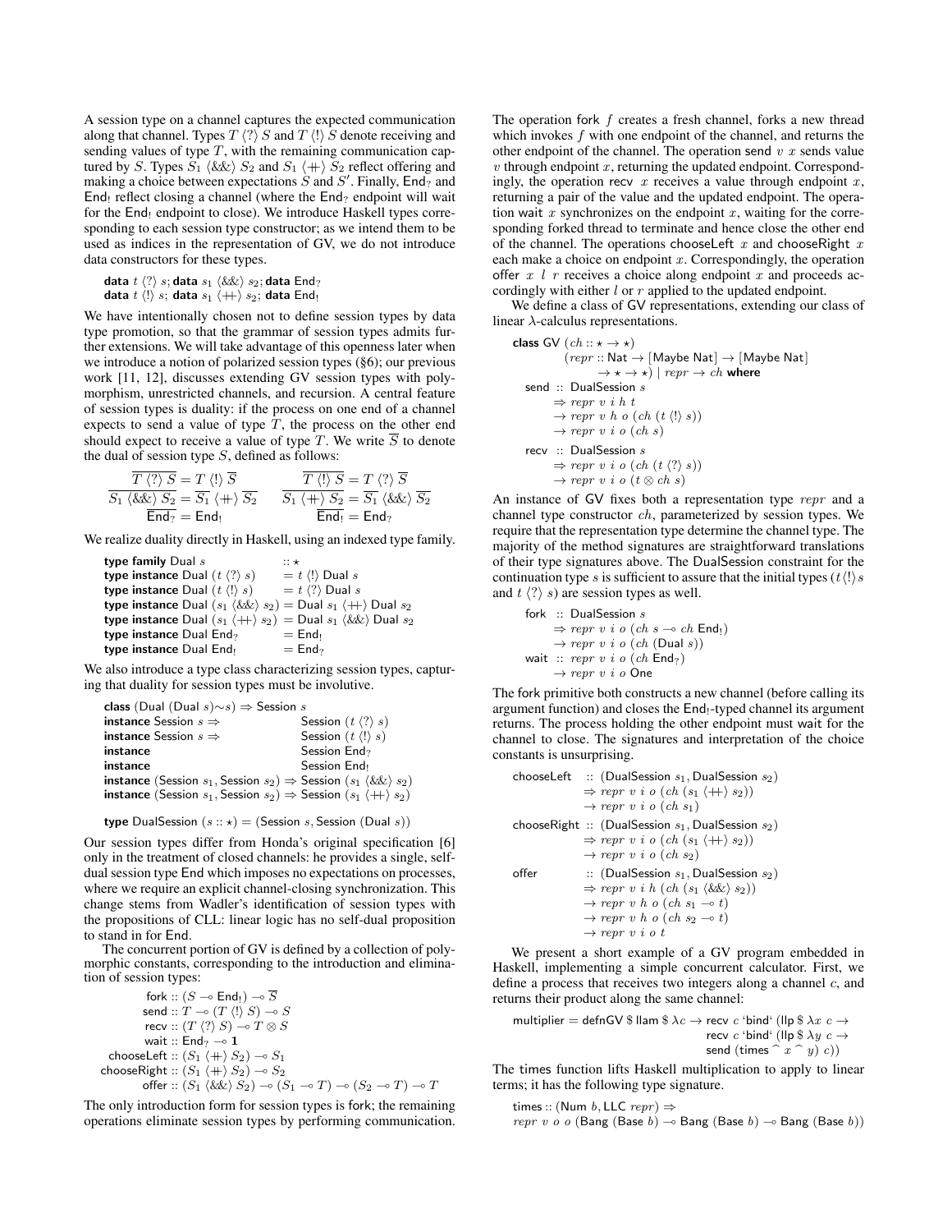A session type on a channel captures the expected communication along that channel. Types $T\ \langle ? \rangle\ S$ and $T\ \langle ! \rangle\ S$ denote receiving and sending values of type $T$, with the remaining communication captured by $S$. Types $S_1\ \langle \&\& \rangle\ S_2$ and $S_1\ \langle ++ \rangle\ S_2$ reflect offering and making a choice between expectations $S$ and $S'$. Finally, $\mathsf{End}_?$ and $\mathsf{End}_!$ reflect closing a channel (where the $\mathsf{End}_?$ endpoint will wait for the $\mathsf{End}_!$ endpoint to close). We introduce Haskell types corresponding to each session type constructor; as we intend them to be used as indices in the representation of GV, we do not introduce data constructors for these types.

```
data t ⟨?⟩ s; data s1 ⟨&&⟩ s2; data End?
data t ⟨!⟩ s; data s1 ⟨++⟩ s2; data End!
```

We have intentionally chosen not to define session types by data type promotion, so that the grammar of session types admits further extensions. We will take advantage of this openness later when we introduce a notion of polarized session types (§6); our previous work [11, 12], discusses extending GV session types with polymorphism, unrestricted channels, and recursion. A central feature of session types is duality: if the process on one end of a channel expects to send a value of type $T$, the process on the other end should expect to receive a value of type $T$. We write $\overline{S}$ to denote the dual of session type $S$, defined as follows:

$$
\begin{array}{ll}
\overline{T\ \langle ? \rangle\ S} = T\ \langle ! \rangle\ \overline{S} & \overline{T\ \langle ! \rangle\ S} = T\ \langle ? \rangle\ \overline{S} \\
\overline{S_1\ \langle \&\& \rangle\ S_2} = \overline{S_1}\ \langle ++ \rangle\ \overline{S_2} & \overline{S_1\ \langle ++ \rangle\ S_2} = \overline{S_1}\ \langle \&\& \rangle\ \overline{S_2} \\
\overline{\mathsf{End}_?} = \mathsf{End}_! & \overline{\mathsf{End}_!} = \mathsf{End}_?
\end{array}
$$

We realize duality directly in Haskell, using an indexed type family.

```
type family Dual s                 :: ⋆
type instance Dual (t ⟨?⟩ s)        = t ⟨!⟩ Dual s
type instance Dual (t ⟨!⟩ s)        = t ⟨?⟩ Dual s
type instance Dual (s1 ⟨&&⟩ s2) = Dual s1 ⟨++⟩ Dual s2
type instance Dual (s1 ⟨++⟩ s2) = Dual s1 ⟨&&⟩ Dual s2
type instance Dual End?             = End!
type instance Dual End!             = End?
```

We also introduce a type class characterizing session types, capturing that duality for session types must be involutive.

```
class (Dual (Dual s)∼s) ⇒ Session s
instance Session s ⇒              Session (t ⟨?⟩ s)
instance Session s ⇒              Session (t ⟨!⟩ s)
instance                          Session End?
instance                          Session End!
instance (Session s1, Session s2) ⇒ Session (s1 ⟨&&⟩ s2)
instance (Session s1, Session s2) ⇒ Session (s1 ⟨++⟩ s2)

type DualSession (s :: ⋆) = (Session s, Session (Dual s))
```

Our session types differ from Honda's original specification [6] only in the treatment of closed channels: he provides a single, self-dual session type End which imposes no expectations on processes, where we require an explicit channel-closing synchronization. This change stems from Wadler's identification of session types with the propositions of CLL: linear logic has no self-dual proposition to stand in for End.

The concurrent portion of GV is defined by a collection of polymorphic constants, corresponding to the introduction and elimination of session types:

$$
\begin{array}{rl}
\mathsf{fork} :: & (S \multimap \mathsf{End}_!) \multimap \overline{S} \\
\mathsf{send} :: & T \multimap (T\ \langle ! \rangle\ S) \multimap S \\
\mathsf{recv} :: & (T\ \langle ? \rangle\ S) \multimap T \otimes S \\
\mathsf{wait} :: & \mathsf{End}_? \multimap \mathbf{1} \\
\mathsf{chooseLeft} :: & (S_1\ \langle ++ \rangle\ S_2) \multimap S_1 \\
\mathsf{chooseRight} :: & (S_1\ \langle ++ \rangle\ S_2) \multimap S_2 \\
\mathsf{offer} :: & (S_1\ \langle \&\& \rangle\ S_2) \multimap (S_1 \multimap T) \multimap (S_2 \multimap T) \multimap T
\end{array}
$$

The only introduction form for session types is fork; the remaining operations eliminate session types by performing communication. The operation fork $f$ creates a fresh channel, forks a new thread which invokes $f$ with one endpoint of the channel, and returns the other endpoint of the channel. The operation send $v$ $x$ sends value $v$ through endpoint $x$, returning the updated endpoint. Correspondingly, the operation recv $x$ receives a value through endpoint $x$, returning a pair of the value and the updated endpoint. The operation wait $x$ synchronizes on the endpoint $x$, waiting for the corresponding forked thread to terminate and hence close the other end of the channel. The operations chooseLeft $x$ and chooseRight $x$ each make a choice on endpoint $x$. Correspondingly, the operation offer $x$ $l$ $r$ receives a choice along endpoint $x$ and proceeds accordingly with either $l$ or $r$ applied to the updated endpoint.

We define a class of GV representations, extending our class of linear λ-calculus representations.

```
class GV (ch :: ⋆ → ⋆)
         (repr :: Nat → [Maybe Nat] → [Maybe Nat]
                → ⋆ → ⋆) | repr → ch where
  send :: DualSession s
       ⇒ repr v i h t
       → repr v h o (ch (t ⟨!⟩ s))
       → repr v i o (ch s)
  recv :: DualSession s
       ⇒ repr v i o (ch (t ⟨?⟩ s))
       → repr v i o (t ⊗ ch s)
```

An instance of GV fixes both a representation type $repr$ and a channel type constructor $ch$, parameterized by session types. We require that the representation type determine the channel type. The majority of the method signatures are straightforward translations of their type signatures above. The DualSession constraint for the continuation type $s$ is sufficient to assure that the initial types $(t \langle ! \rangle s$ and $t\ \langle ? \rangle\ s)$ are session types as well.

```
  fork :: DualSession s
       ⇒ repr v i o (ch s ⊸ ch End!)
       → repr v i o (ch (Dual s))
  wait :: repr v i o (ch End?)
       → repr v i o One
```

The fork primitive both constructs a new channel (before calling its argument function) and closes the $\mathsf{End}_!$-typed channel its argument returns. The process holding the other endpoint must wait for the channel to close. The signatures and interpretation of the choice constants is unsurprising.

```
  chooseLeft  :: (DualSession s1, DualSession s2)
              ⇒ repr v i o (ch (s1 ⟨++⟩ s2))
              → repr v i o (ch s1)
  chooseRight :: (DualSession s1, DualSession s2)
              ⇒ repr v i o (ch (s1 ⟨++⟩ s2))
              → repr v i o (ch s2)
  offer       :: (DualSession s1, DualSession s2)
              ⇒ repr v i h (ch (s1 ⟨&&⟩ s2))
              → repr v h o (ch s1 ⊸ t)
              → repr v h o (ch s2 ⊸ t)
              → repr v i o t
```

We present a short example of a GV program embedded in Haskell, implementing a simple concurrent calculator. First, we define a process that receives two integers along a channel $c$, and returns their product along the same channel:

```
multiplier = defnGV $ llam $ λc → recv c ‘bind‘ (llp $ λx c →
                                  recv c ‘bind‘ (llp $ λy c →
                                  send (times ^ x ^ y) c))
```

The times function lifts Haskell multiplication to apply to linear terms; it has the following type signature.

```
times :: (Num b, LLC repr) ⇒
  repr v o o (Bang (Base b) ⊸ Bang (Base b) ⊸ Bang (Base b))
```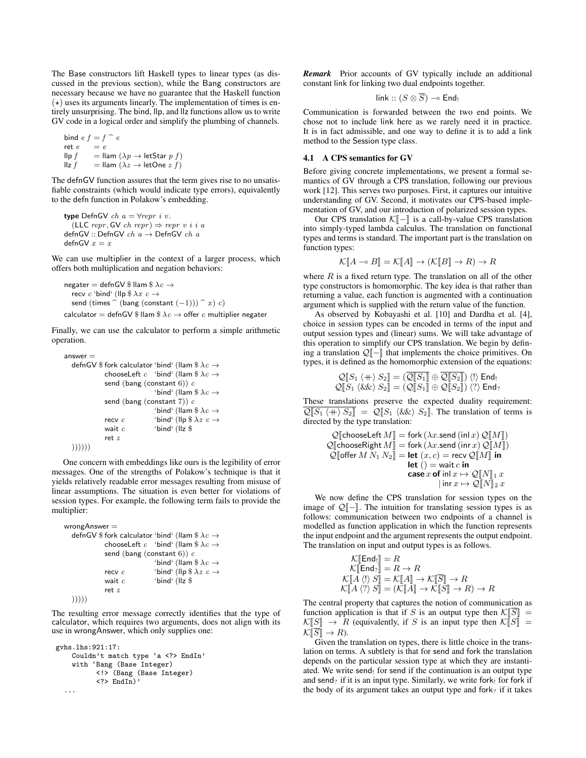The Base constructors lift Haskell types to linear types (as discussed in the previous section), while the Bang constructors are necessary because we have no guarantee that the Haskell function $(\star)$ uses its arguments linearly. The implementation of times is entirely unsurprising. The bind, llp, and llz functions allow us to write GV code in a logical order and simplify the plumbing of channels.

```
bind e f = f ^ e
ret e    = e
llp f    = llam (λp → letStar p f)
llz f    = llam (λz → letOne z f)
```

The defnGV function assures that the term gives rise to no unsatisfiable constraints (which would indicate type errors), equivalently to the defn function in Polakow's embedding.

```
type DefnGV ch a = ∀repr i v.
  (LLC repr, GV ch repr) ⇒ repr v i i a
defnGV :: DefnGV ch a → DefnGV ch a
defnGV x = x
```

We can use multiplier in the context of a larger process, which offers both multiplication and negation behaviors:

```
negater = defnGV $ llam $ λc →
  recv c ‘bind‘ (llp $ λx c →
  send (times ^ (bang (constant (−1))) ^ x) c)
calculator = defnGV $ llam $ λc → offer c multiplier negater
```

Finally, we can use the calculator to perform a simple arithmetic operation.

```
answer =
  defnGV $ fork calculator ‘bind‘ (llam $ λc →
           chooseLeft c  ‘bind‘ (llam $ λc →
           send (bang (constant 6)) c
                         ‘bind‘ (llam $ λc →
           send (bang (constant 7)) c
                         ‘bind‘ (llam $ λc →
           recv c        ‘bind‘ (llp $ λz c →
           wait c        ‘bind‘ (llz $
           ret z
  ))))))
```

One concern with embeddings like ours is the legibility of error messages. One of the strengths of Polakow's technique is that it yields relatively readable error messages resulting from misuse of linear assumptions. The situation is even better for violations of session types. For example, the following term fails to provide the multiplier:

```
wrongAnswer =
  defnGV $ fork calculator ‘bind‘ (llam $ λc →
           chooseLeft c  ‘bind‘ (llam $ λc →
           send (bang (constant 6)) c
                         ‘bind‘ (llam $ λc →
           recv c        ‘bind‘ (llp $ λz c →
           wait c        ‘bind‘ (llz $
           ret z
  )))))
```

The resulting error message correctly identifies that the type of calculator, which requires two arguments, does not align with its use in wrongAnswer, which only supplies one:

```
gvhs.lhs:921:17:
    Couldn't match type ‘a <?> EndIn’
    with ‘Bang (Base Integer)
          <!> (Bang (Base Integer)
          <?> EndIn)’
 ...
```

***Remark*** Prior accounts of GV typically include an additional constant link for linking two dual endpoints together.

$$\mathsf{link} :: (S \otimes \overline{S}) \multimap \mathsf{End}_!$$

Communication is forwarded between the two end points. We chose not to include link here as we rarely need it in practice. It is in fact admissible, and one way to define it is to add a link method to the Session type class.

### 4.1 A CPS semantics for GV

Before giving concrete implementations, we present a formal semantics of GV through a CPS translation, following our previous work [12]. This serves two purposes. First, it captures our intuitive understanding of GV. Second, it motivates our CPS-based implementation of GV, and our introduction of polarized session types.

Our CPS translation $\mathcal{K}[\![-]\!]$ is a call-by-value CPS translation into simply-typed lambda calculus. The translation on functional types and terms is standard. The important part is the translation on function types:

$$\mathcal{K}[\![A \multimap B]\!] = \mathcal{K}[\![A]\!] \to (\mathcal{K}[\![B]\!] \to R) \to R$$

where $R$ is a fixed return type. The translation on all of the other type constructors is homomorphic. The key idea is that rather than returning a value, each function is augmented with a continuation argument which is supplied with the return value of the function.

As observed by Kobayashi et al. [10] and Dardha et al. [4], choice in session types can be encoded in terms of the input and output session types and (linear) sums. We will take advantage of this operation to simplify our CPS translation. We begin by defining a translation $\mathcal{Q}[\![-]\!]$ that implements the choice primitives. On types, it is defined as the homomorphic extension of the equations:

$$\mathcal{Q}[\![S_1 \langle+\rangle S_2]\!] = (\overline{\mathcal{Q}[\![S_1]\!]} \oplus \overline{\mathcal{Q}[\![S_2]\!]})\ \langle!\rangle\ \mathsf{End}_!$$
$$\mathcal{Q}[\![S_1 \langle\&\rangle S_2]\!] = (\mathcal{Q}[\![S_1]\!] \oplus \mathcal{Q}[\![S_2]\!])\ \langle?\rangle\ \mathsf{End}_?$$

These translations preserve the expected duality requirement: $\overline{\mathcal{Q}[\![S_1 \langle+\rangle S_2]\!]} = \mathcal{Q}[\![S_1 \langle\&\rangle S_2]\!]$. The translation of terms is directed by the type translation:

$$\begin{aligned}
\mathcal{Q}[\![\mathsf{chooseLeft}\, M]\!] &= \mathsf{fork}\,(\lambda x.\mathsf{send}\,(\mathsf{inl}\, x)\ \mathcal{Q}[\![M]\!]) \\
\mathcal{Q}[\![\mathsf{chooseRight}\, M]\!] &= \mathsf{fork}\,(\lambda x.\mathsf{send}\,(\mathsf{inr}\, x)\ \mathcal{Q}[\![M]\!]) \\
\mathcal{Q}[\![\mathsf{offer}\ M\ N_1\ N_2]\!] &= \textbf{let}\ (x, c) = \mathsf{recv}\ \mathcal{Q}[\![M]\!]\ \textbf{in} \\
&\quad\ \textbf{let}\ () = \mathsf{wait}\, c\ \textbf{in} \\
&\quad\ \textbf{case}\, x\ \textbf{of}\ \mathsf{inl}\, x \mapsto \mathcal{Q}[\![N]\!]_1\, x \\
&\quad\ \qquad\qquad\ \mid \mathsf{inr}\, x \mapsto \mathcal{Q}[\![N]\!]_2\, x
\end{aligned}$$

We now define the CPS translation for session types on the image of $\mathcal{Q}[\![-]\!]$. The intuition for translating session types is as follows: communication between two endpoints of a channel is modelled as function application in which the function represents the input endpoint and the argument represents the output endpoint. The translation on input and output types is as follows.

$$\begin{aligned}
\mathcal{K}[\![\mathsf{End}_!]\!] &= R \\
\mathcal{K}[\![\mathsf{End}_?]\!] &= R \to R \\
\mathcal{K}[\![A\ \langle!\rangle\ S]\!] &= \mathcal{K}[\![A]\!] \to \mathcal{K}[\![\overline{S}]\!] \to R \\
\mathcal{K}[\![A\ \langle?\rangle\ S]\!] &= (\mathcal{K}[\![A]\!] \to \mathcal{K}[\![S]\!] \to R) \to R
\end{aligned}$$

The central property that captures the notion of communication as function application is that if $S$ is an output type then $\mathcal{K}[\![\overline{S}]\!] = \mathcal{K}[\![S]\!] \to R$ (equivalently, if $S$ is an input type then $\mathcal{K}[\![S]\!] = \mathcal{K}[\![\overline{S}]\!] \to R$).

Given the translation on types, there is little choice in the translation on terms. A subtlety is that for send and fork the translation depends on the particular session type at which they are instantiated. We write $\mathsf{send}_!$ for send if the continuation is an output type and $\mathsf{send}_?$ if it is an input type. Similarly, we write $\mathsf{fork}_!$ for fork if the body of its argument takes an output type and $\mathsf{fork}_?$ if it takes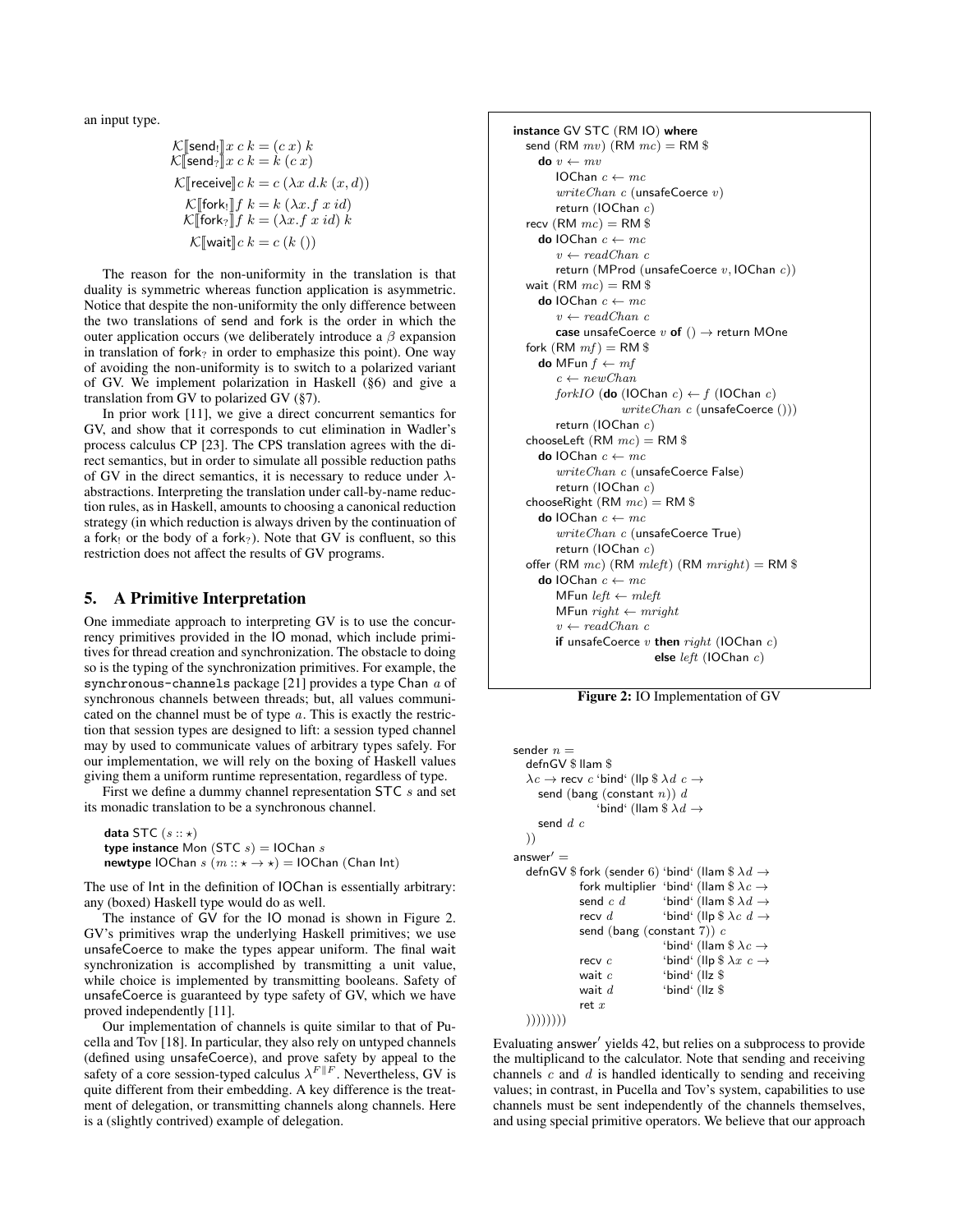an input type.

$$
\begin{aligned}
\mathcal{K}[\![\mathsf{send}_!]\!]\, x\; c\; k &= (c\; x)\; k \\
\mathcal{K}[\![\mathsf{send}_?]\!]\, x\; c\; k &= k\; (c\; x) \\
\mathcal{K}[\![\mathsf{receive}]\!]\, c\; k &= c\; (\lambda x\; d.k\; (x, d)) \\
\mathcal{K}[\![\mathsf{fork}_!]\!]\, f\; k &= k\; (\lambda x.f\; x\; id) \\
\mathcal{K}[\![\mathsf{fork}_?]\!]\, f\; k &= (\lambda x.f\; x\; id)\; k \\
\mathcal{K}[\![\mathsf{wait}]\!]\, c\; k &= c\; (k\; ())
\end{aligned}
$$

The reason for the non-uniformity in the translation is that duality is symmetric whereas function application is asymmetric. Notice that despite the non-uniformity the only difference between the two translations of send and fork is the order in which the outer application occurs (we deliberately introduce a $\beta$ expansion in translation of $\mathsf{fork}_?$ in order to emphasize this point). One way of avoiding the non-uniformity is to switch to a polarized variant of GV. We implement polarization in Haskell (§6) and give a translation from GV to polarized GV (§7).

In prior work [11], we give a direct concurrent semantics for GV, and show that it corresponds to cut elimination in Wadler's process calculus CP [23]. The CPS translation agrees with the direct semantics, but in order to simulate all possible reduction paths of GV in the direct semantics, it is necessary to reduce under $\lambda$-abstractions. Interpreting the translation under call-by-name reduction rules, as in Haskell, amounts to choosing a canonical reduction strategy (in which reduction is always driven by the continuation of a $\mathsf{fork}_!$ or the body of a $\mathsf{fork}_?$). Note that GV is confluent, so this restriction does not affect the results of GV programs.

## 5. A Primitive Interpretation

One immediate approach to interpreting GV is to use the concurrency primitives provided in the IO monad, which include primitives for thread creation and synchronization. The obstacle to doing so is the typing of the synchronization primitives. For example, the `synchronous-channels` package [21] provides a type Chan $a$ of synchronous channels between threads; but, all values communicated on the channel must be of type $a$. This is exactly the restriction that session types are designed to lift: a session typed channel may by used to communicate values of arbitrary types safely. For our implementation, we will rely on the boxing of Haskell values giving them a uniform runtime representation, regardless of type.

First we define a dummy channel representation STC $s$ and set its monadic translation to be a synchronous channel.

```
data STC (s :: ⋆)
type instance Mon (STC s) = IOChan s
newtype IOChan s (m :: ⋆ → ⋆) = IOChan (Chan Int)
```

The use of Int in the definition of IOChan is essentially arbitrary: any (boxed) Haskell type would do as well.

The instance of GV for the IO monad is shown in Figure 2. GV's primitives wrap the underlying Haskell primitives; we use unsafeCoerce to make the types appear uniform. The final wait synchronization is accomplished by transmitting a unit value, while choice is implemented by transmitting booleans. Safety of unsafeCoerce is guaranteed by type safety of GV, which we have proved independently [11].

Our implementation of channels is quite similar to that of Pucella and Tov [18]. In particular, they also rely on untyped channels (defined using unsafeCoerce), and prove safety by appeal to the safety of a core session-typed calculus $\lambda^{F\|F}$. Nevertheless, GV is quite different from their embedding. A key difference is the treatment of delegation, or transmitting channels along channels. Here is a (slightly contrived) example of delegation.

```
instance GV STC (RM IO) where
  send (RM mv) (RM mc) = RM $
    do v ← mv
       IOChan c ← mc
       writeChan c (unsafeCoerce v)
       return (IOChan c)
  recv (RM mc) = RM $
    do IOChan c ← mc
       v ← readChan c
       return (MProd (unsafeCoerce v, IOChan c))
  wait (RM mc) = RM $
    do IOChan c ← mc
       v ← readChan c
       case unsafeCoerce v of () → return MOne
  fork (RM mf) = RM $
    do MFun f ← mf
       c ← newChan
       forkIO (do (IOChan c) ← f (IOChan c)
                  writeChan c (unsafeCoerce ()))
       return (IOChan c)
  chooseLeft (RM mc) = RM $
    do IOChan c ← mc
       writeChan c (unsafeCoerce False)
       return (IOChan c)
  chooseRight (RM mc) = RM $
    do IOChan c ← mc
       writeChan c (unsafeCoerce True)
       return (IOChan c)
  offer (RM mc) (RM mleft) (RM mright) = RM $
    do IOChan c ← mc
       MFun left ← mleft
       MFun right ← mright
       v ← readChan c
       if unsafeCoerce v then right (IOChan c)
                         else left (IOChan c)
```

**Figure 2:** IO Implementation of GV

```
sender n =
  defnGV $ llam $
  λc → recv c `bind` (llp $ λd c →
    send (bang (constant n)) d
               `bind` (llam $ λd →
    send d c
  ))
answer' =
  defnGV $ fork (sender 6) `bind` (llam $ λd →
           fork multiplier  `bind` (llam $ λc →
           send c d         `bind` (llam $ λd →
           recv d           `bind` (llp $ λc d →
           send (bang (constant 7)) c
                            `bind` (llam $ λc →
           recv c           `bind` (llp $ λx c →
           wait c           `bind` (llz $
           wait d           `bind` (llz $
           ret x
  ))))))))
```

Evaluating answer$'$ yields 42, but relies on a subprocess to provide the multiplicand to the calculator. Note that sending and receiving channels $c$ and $d$ is handled identically to sending and receiving values; in contrast, in Pucella and Tov's system, capabilities to use channels must be sent independently of the channels themselves, and using special primitive operators. We believe that our approach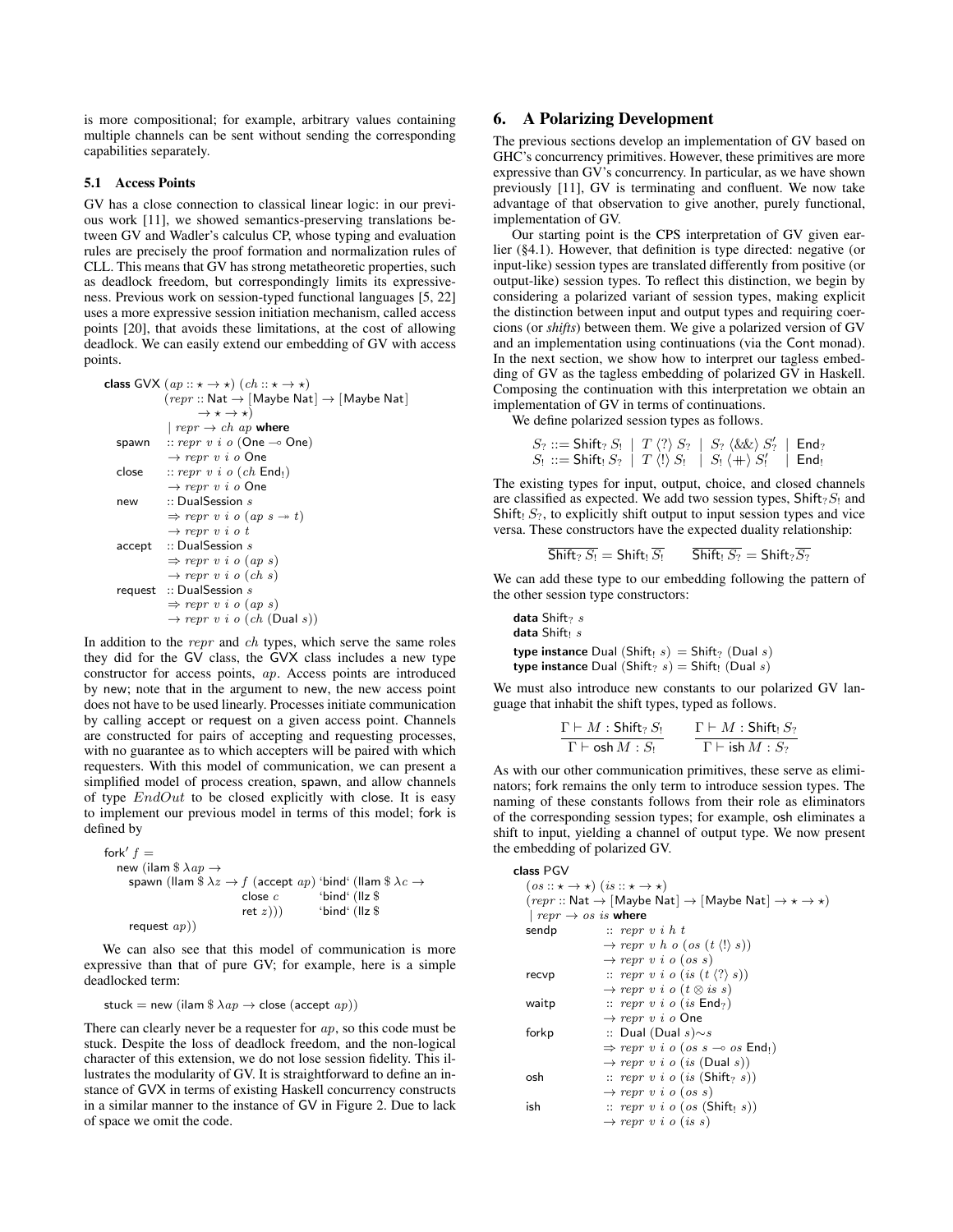is more compositional; for example, arbitrary values containing multiple channels can be sent without sending the corresponding capabilities separately.

### 5.1 Access Points

GV has a close connection to classical linear logic: in our previous work [11], we showed semantics-preserving translations between GV and Wadler's calculus CP, whose typing and evaluation rules are precisely the proof formation and normalization rules of CLL. This means that GV has strong metatheoretic properties, such as deadlock freedom, but correspondingly limits its expressiveness. Previous work on session-typed functional languages [5, 22] uses a more expressive session initiation mechanism, called access points [20], that avoids these limitations, at the cost of allowing deadlock. We can easily extend our embedding of GV with access points.

```
class GVX (ap :: ⋆ → ⋆) (ch :: ⋆ → ⋆)
          (repr :: Nat → [Maybe Nat] → [Maybe Nat]
                → ⋆ → ⋆)
          | repr → ch ap where
  spawn   :: repr v i o (One ⊸ One)
          → repr v i o One
  close   :: repr v i o (ch End!)
          → repr v i o One
  new     :: DualSession s
          ⇒ repr v i o (ap s ⇸ t)
          → repr v i o t
  accept  :: DualSession s
          ⇒ repr v i o (ap s)
          → repr v i o (ch s)
  request :: DualSession s
          ⇒ repr v i o (ap s)
          → repr v i o (ch (Dual s))
```

In addition to the $repr$ and $ch$ types, which serve the same roles they did for the GV class, the GVX class includes a new type constructor for access points, $ap$. Access points are introduced by new; note that in the argument to new, the new access point does not have to be used linearly. Processes initiate communication by calling accept or request on a given access point. Channels are constructed for pairs of accepting and requesting processes, with no guarantee as to which accepters will be paired with which requesters. With this model of communication, we can present a simplified model of process creation, spawn, and allow channels of type $EndOut$ to be closed explicitly with close. It is easy to implement our previous model in terms of this model; fork is defined by

```
fork′ f =
  new (ilam $ λap →
    spawn (llam $ λz → f (accept ap) ‘bind‘ (llam $ λc →
                        close c          ‘bind‘ (llz $
                        ret z)))         ‘bind‘ (llz $
    request ap))
```

We can also see that this model of communication is more expressive than that of pure GV; for example, here is a simple deadlocked term:

```
stuck = new (ilam $ λap → close (accept ap))
```

There can clearly never be a requester for $ap$, so this code must be stuck. Despite the loss of deadlock freedom, and the non-logical character of this extension, we do not lose session fidelity. This illustrates the modularity of GV. It is straightforward to define an instance of GVX in terms of existing Haskell concurrency constructs in a similar manner to the instance of GV in Figure 2. Due to lack of space we omit the code.

## 6. A Polarizing Development

The previous sections develop an implementation of GV based on GHC's concurrency primitives. However, these primitives are more expressive than GV's concurrency. In particular, as we have shown previously [11], GV is terminating and confluent. We now take advantage of that observation to give another, purely functional, implementation of GV.

Our starting point is the CPS interpretation of GV given earlier (§4.1). However, that definition is type directed: negative (or input-like) session types are translated differently from positive (or output-like) session types. To reflect this distinction, we begin by considering a polarized variant of session types, making explicit the distinction between input and output types and requiring coercions (or *shifts*) between them. We give a polarized version of GV and an implementation using continuations (via the Cont monad). In the next section, we show how to interpret our tagless embedding of GV as the tagless embedding of polarized GV in Haskell. Composing the continuation with this interpretation we obtain an implementation of GV in terms of continuations.

We define polarized session types as follows.

$$
\begin{aligned}
S_? &::= \mathsf{Shift}_? \, S_! \;\mid\; T \,\langle ? \rangle\, S_? \;\mid\; S_? \,\langle \&\& \rangle\, S'_? \;\mid\; \mathsf{End}_? \\
S_! &::= \mathsf{Shift}_! \, S_? \;\mid\; T \,\langle ! \rangle\, S_! \;\mid\; S_! \,\langle + \rangle\, S'_! \;\mid\; \mathsf{End}_!
\end{aligned}
$$

The existing types for input, output, choice, and closed channels are classified as expected. We add two session types, $\mathsf{Shift}_? S_!$ and $\mathsf{Shift}_! S_?$, to explicitly shift output to input session types and vice versa. These constructors have the expected duality relationship:

$$
\overline{\mathsf{Shift}_? \, S_!} = \mathsf{Shift}_! \, \overline{S_!} \qquad \overline{\mathsf{Shift}_! \, S_?} = \mathsf{Shift}_? \overline{S_?}
$$

We can add these type to our embedding following the pattern of the other session type constructors:

```
data Shift? s
data Shift! s
type instance Dual (Shift! s) = Shift? (Dual s)
type instance Dual (Shift? s) = Shift! (Dual s)
```

We must also introduce new constants to our polarized GV language that inhabit the shift types, typed as follows.

$$
\frac{\Gamma \vdash M : \mathsf{Shift}_? \, S_!}{\Gamma \vdash \mathsf{osh}\, M : S_!} \qquad \frac{\Gamma \vdash M : \mathsf{Shift}_! \, S_?}{\Gamma \vdash \mathsf{ish}\, M : S_?}
$$

As with our other communication primitives, these serve as eliminators; fork remains the only term to introduce session types. The naming of these constants follows from their role as eliminators of the corresponding session types; for example, osh eliminates a shift to input, yielding a channel of output type. We now present the embedding of polarized GV.

```
class PGV
  (os :: ⋆ → ⋆) (is :: ⋆ → ⋆)
  (repr :: Nat → [Maybe Nat] → [Maybe Nat] → ⋆ → ⋆)
  | repr → os is where
  sendp  :: repr v i h t
         → repr v h o (os (t ⟨!⟩ s))
         → repr v i o (os s)
  recvp  :: repr v i o (is (t ⟨?⟩ s))
         → repr v i o (t ⊗ is s)
  waitp  :: repr v i o (is End?)
         → repr v i o One
  forkp  :: Dual (Dual s)∼s
         ⇒ repr v i o (os s ⊸ os End!)
         → repr v i o (is (Dual s))
  osh    :: repr v i o (is (Shift? s))
         → repr v i o (os s)
  ish    :: repr v i o (os (Shift! s))
         → repr v i o (is s)
```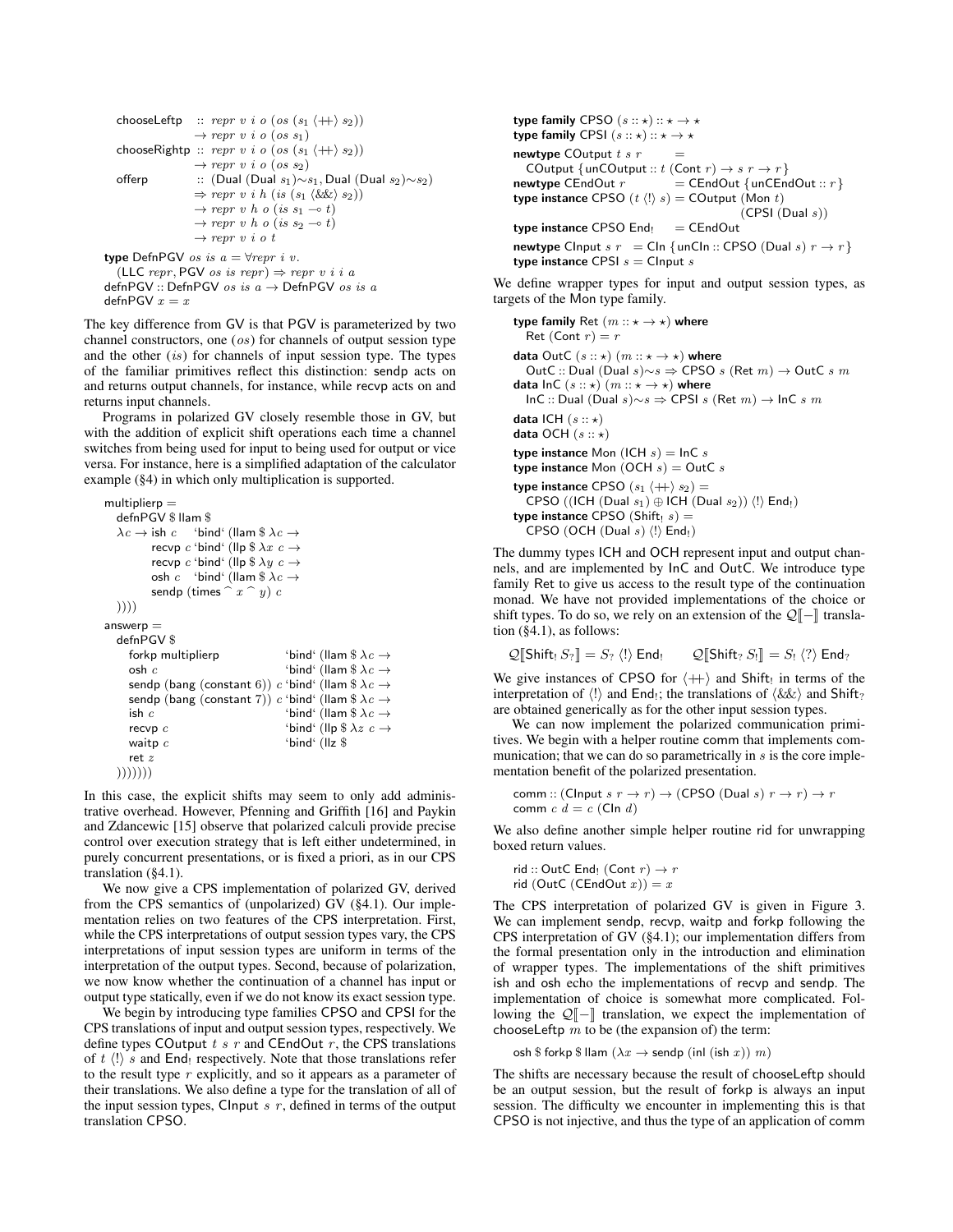```
chooseLeftp  :: repr v i o (os (s1 ⟨++⟩ s2))
             → repr v i o (os s1)
chooseRightp :: repr v i o (os (s1 ⟨++⟩ s2))
             → repr v i o (os s2)
offerp       :: (Dual (Dual s1)∼s1, Dual (Dual s2)∼s2)
             ⇒ repr v i h (is (s1 ⟨&&⟩ s2))
             → repr v h o (is s1 ⊸ t)
             → repr v h o (is s2 ⊸ t)
             → repr v i o t

type DefnPGV os is a = ∀repr i v.
  (LLC repr, PGV os is repr) ⇒ repr v i i a
defnPGV :: DefnPGV os is a → DefnPGV os is a
defnPGV x = x
```

The key difference from GV is that PGV is parameterized by two channel constructors, one ($os$) for channels of output session type and the other ($is$) for channels of input session type. The types of the familiar primitives reflect this distinction: sendp acts on and returns output channels, for instance, while recvp acts on and returns input channels.

Programs in polarized GV closely resemble those in GV, but with the addition of explicit shift operations each time a channel switches from being used for input to being used for output or vice versa. For instance, here is a simplified adaptation of the calculator example (§4) in which only multiplication is supported.

```
multiplierp =
  defnPGV $ llam $
  λc → ish c    `bind` (llam $ λc →
       recvp c `bind` (llp $ λx c →
       recvp c `bind` (llp $ λy c →
       osh c   `bind` (llam $ λc →
       sendp (times ⌒ x ⌒ y) c
  ))))
answerp =
  defnPGV $
    forkp multiplierp               `bind` (llam $ λc →
    osh c                           `bind` (llam $ λc →
    sendp (bang (constant 6)) c `bind` (llam $ λc →
    sendp (bang (constant 7)) c `bind` (llam $ λc →
    ish c                           `bind` (llam $ λc →
    recvp c                         `bind` (llp $ λz c →
    waitp c                         `bind` (llz $
    ret z
  )))))))
```

In this case, the explicit shifts may seem to only add administrative overhead. However, Pfenning and Griffith [16] and Paykin and Zdancewic [15] observe that polarized calculi provide precise control over execution strategy that is left either undetermined, in purely concurrent presentations, or is fixed a priori, as in our CPS translation (§4.1).

We now give a CPS implementation of polarized GV, derived from the CPS semantics of (unpolarized) GV (§4.1). Our implementation relies on two features of the CPS interpretation. First, while the CPS interpretations of output session types vary, the CPS interpretations of input session types are uniform in terms of the interpretation of the output types. Second, because of polarization, we now know whether the continuation of a channel has input or output type statically, even if we do not know its exact session type.

We begin by introducing type families CPSO and CPSI for the CPS translations of input and output session types, respectively. We define types COutput $t$ $s$ $r$ and CEndOut $r$, the CPS translations of $t$ ⟨!⟩ $s$ and End$_!$ respectively. Note that those translations refer to the result type $r$ explicitly, and so it appears as a parameter of their translations. We also define a type for the translation of all of the input session types, CInput $s$ $r$, defined in terms of the output translation CPSO.

```
type family CPSO (s :: ⋆) :: ⋆ → ⋆
type family CPSI (s :: ⋆) :: ⋆ → ⋆
newtype COutput t s r      =
  COutput {unCOutput :: t (Cont r) → s r → r}
newtype CEndOut r          = CEndOut {unCEndOut :: r}
type instance CPSO (t ⟨!⟩ s) = COutput (Mon t)
                                       (CPSI (Dual s))
type instance CPSO End!    = CEndOut
newtype CInput s r  = CIn {unCIn :: CPSO (Dual s) r → r}
type instance CPSI s = CInput s
```

We define wrapper types for input and output session types, as targets of the Mon type family.

```
type family Ret (m :: ⋆ → ⋆) where
  Ret (Cont r) = r
data OutC (s :: ⋆) (m :: ⋆ → ⋆) where
  OutC :: Dual (Dual s)∼s ⇒ CPSO s (Ret m) → OutC s m
data InC (s :: ⋆) (m :: ⋆ → ⋆) where
  InC :: Dual (Dual s)∼s ⇒ CPSI s (Ret m) → InC s m
data ICH (s :: ⋆)
data OCH (s :: ⋆)
type instance Mon (ICH s) = InC s
type instance Mon (OCH s) = OutC s
type instance CPSO (s1 ⟨++⟩ s2) =
  CPSO ((ICH (Dual s1) ⊕ ICH (Dual s2)) ⟨!⟩ End!)
type instance CPSO (Shift! s) =
  CPSO (OCH (Dual s) ⟨!⟩ End!)
```

The dummy types ICH and OCH represent input and output channels, and are implemented by InC and OutC. We introduce type family Ret to give us access to the result type of the continuation monad. We have not provided implementations of the choice or shift types. To do so, we rely on an extension of the $\mathcal{Q}[\![-]\!]$ translation (§4.1), as follows:

$$\mathcal{Q}[\![\mathsf{Shift}_! \; S_?]\!] = S_? \; \langle ! \rangle \; \mathsf{End}_! \qquad \mathcal{Q}[\![\mathsf{Shift}_? \; S_!]\!] = S_! \; \langle ? \rangle \; \mathsf{End}_?$$

We give instances of CPSO for ⟨++⟩ and Shift$_!$ in terms of the interpretation of ⟨!⟩ and End$_!$; the translations of ⟨&&⟩ and Shift$_?$ are obtained generically as for the other input session types.

We can now implement the polarized communication primitives. We begin with a helper routine comm that implements communication; that we can do so parametrically in $s$ is the core implementation benefit of the polarized presentation.

```
comm :: (CInput s r → r) → (CPSO (Dual s) r → r) → r
comm c d = c (CIn d)
```

We also define another simple helper routine rid for unwrapping boxed return values.

```
rid :: OutC End! (Cont r) → r
rid (OutC (CEndOut x)) = x
```

The CPS interpretation of polarized GV is given in Figure 3. We can implement sendp, recvp, waitp and forkp following the CPS interpretation of GV (§4.1); our implementation differs from the formal presentation only in the introduction and elimination of wrapper types. The implementations of the shift primitives ish and osh echo the implementations of recvp and sendp. The implementation of choice is somewhat more complicated. Following the $\mathcal{Q}[\![-]\!]$ translation, we expect the implementation of chooseLeftp $m$ to be (the expansion of) the term:

```
osh $ forkp $ llam (λx → sendp (inl (ish x)) m)
```

The shifts are necessary because the result of chooseLeftp should be an output session, but the result of forkp is always an input session. The difficulty we encounter in implementing this is that CPSO is not injective, and thus the type of an application of comm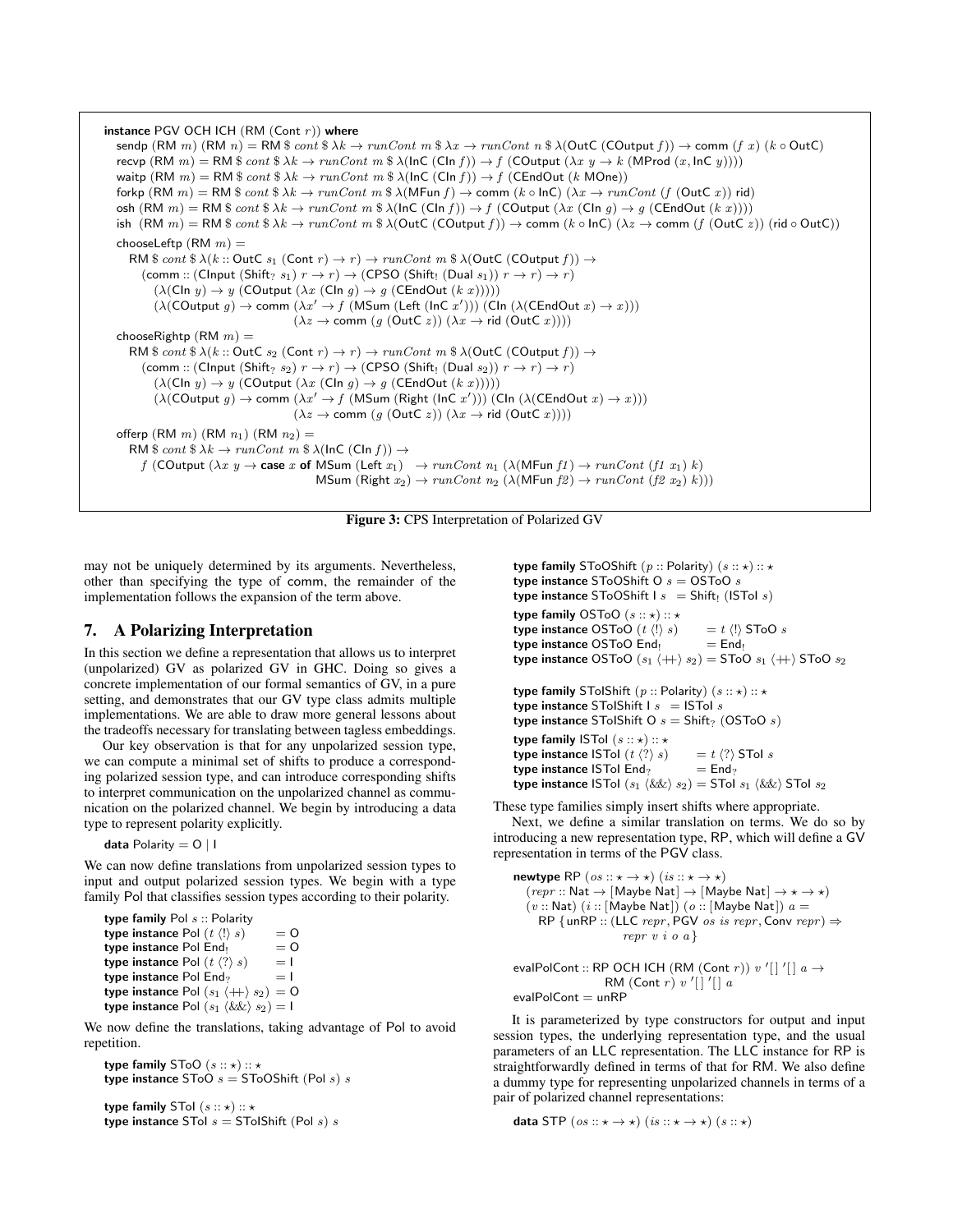```
instance PGV OCH ICH (RM (Cont r)) where
  sendp (RM m) (RM n) = RM $ cont $ λk → runCont m $ λx → runCont n $ λ(OutC (COutput f)) → comm (f x) (k ∘ OutC)
  recvp (RM m) = RM $ cont $ λk → runCont m $ λ(InC (CIn f)) → f (COutput (λx y → k (MProd (x, InC y))))
  waitp (RM m) = RM $ cont $ λk → runCont m $ λ(InC (CIn f)) → f (CEndOut (k MOne))
  forkp (RM m) = RM $ cont $ λk → runCont m $ λ(MFun f) → comm (k ∘ InC) (λx → runCont (f (OutC x)) rid)
  osh (RM m) = RM $ cont $ λk → runCont m $ λ(InC (CIn f)) → f (COutput (λx (CIn g) → g (CEndOut (k x))))
  ish  (RM m) = RM $ cont $ λk → runCont m $ λ(OutC (COutput f)) → comm (k ∘ InC) (λz → comm (f (OutC z)) (rid ∘ OutC))
  chooseLeftp (RM m) =
    RM $ cont $ λ(k :: OutC s1 (Cont r) → r) → runCont m $ λ(OutC (COutput f)) →
      (comm :: (CInput (Shift? s1) r → r) → (CPSO (Shift! (Dual s1)) r → r) → r)
        (λ(CIn y) → y (COutput (λx (CIn g) → g (CEndOut (k x)))))
        (λ(COutput g) → comm (λx' → f (MSum (Left (InC x'))) (CIn (λ(CEndOut x) → x)))
                              (λz → comm (g (OutC z)) (λx → rid (OutC x))))
  chooseRightp (RM m) =
    RM $ cont $ λ(k :: OutC s2 (Cont r) → r) → runCont m $ λ(OutC (COutput f)) →
      (comm :: (CInput (Shift? s2) r → r) → (CPSO (Shift! (Dual s2)) r → r) → r)
        (λ(CIn y) → y (COutput (λx (CIn g) → g (CEndOut (k x)))))
        (λ(COutput g) → comm (λx' → f (MSum (Right (InC x'))) (CIn (λ(CEndOut x) → x)))
                              (λz → comm (g (OutC z)) (λx → rid (OutC x))))
  offerp (RM m) (RM n1) (RM n2) =
    RM $ cont $ λk → runCont m $ λ(InC (CIn f)) →
      f (COutput (λx y → case x of MSum (Left x1)  → runCont n1 (λ(MFun f1) → runCont (f1 x1) k)
                                   MSum (Right x2) → runCont n2 (λ(MFun f2) → runCont (f2 x2) k)))
```

**Figure 3:** CPS Interpretation of Polarized GV

may not be uniquely determined by its arguments. Nevertheless, other than specifying the type of comm, the remainder of the implementation follows the expansion of the term above.

## 7. A Polarizing Interpretation

In this section we define a representation that allows us to interpret (unpolarized) GV as polarized GV in GHC. Doing so gives a concrete implementation of our formal semantics of GV, in a pure setting, and demonstrates that our GV type class admits multiple implementations. We are able to draw more general lessons about the tradeoffs necessary for translating between tagless embeddings.

Our key observation is that for any unpolarized session type, we can compute a minimal set of shifts to produce a corresponding polarized session type, and can introduce corresponding shifts to interpret communication on the unpolarized channel as communication on the polarized channel. We begin by introducing a data type to represent polarity explicitly.

```
data Polarity = O | I
```

We can now define translations from unpolarized session types to input and output polarized session types. We begin with a type family Pol that classifies session types according to their polarity.

```
type family Pol s :: Polarity
type instance Pol (t ⟨!⟩ s)      = O
type instance Pol End!           = O
type instance Pol (t ⟨?⟩ s)      = I
type instance Pol End?           = I
type instance Pol (s1 ⟨++⟩ s2)   = O
type instance Pol (s1 ⟨&&⟩ s2)   = I
```

We now define the translations, taking advantage of Pol to avoid repetition.

```
type family SToO (s :: ⋆) :: ⋆
type instance SToO s = SToOShift (Pol s) s

type family SToI (s :: ⋆) :: ⋆
type instance SToI s = SToIShift (Pol s) s
```

```
type family SToOShift (p :: Polarity) (s :: ⋆) :: ⋆
type instance SToOShift O s = OSToO s
type instance SToOShift I s  = Shift! (ISToI s)

type family OSToO (s :: ⋆) :: ⋆
type instance OSToO (t ⟨!⟩ s)      = t ⟨!⟩ SToO s
type instance OSToO End!           = End!
type instance OSToO (s1 ⟨++⟩ s2)   = SToO s1 ⟨++⟩ SToO s2

type family SToIShift (p :: Polarity) (s :: ⋆) :: ⋆
type instance SToIShift I s  = ISToI s
type instance SToIShift O s = Shift? (OSToO s)

type family ISToI (s :: ⋆) :: ⋆
type instance ISToI (t ⟨?⟩ s)      = t ⟨?⟩ SToI s
type instance ISToI End?           = End?
type instance ISToI (s1 ⟨&&⟩ s2)   = SToI s1 ⟨&&⟩ SToI s2
```

These type families simply insert shifts where appropriate.

Next, we define a similar translation on terms. We do so by introducing a new representation type, RP, which will define a GV representation in terms of the PGV class.

```
newtype RP (os :: ⋆ → ⋆) (is :: ⋆ → ⋆)
  (repr :: Nat → [Maybe Nat] → [Maybe Nat] → ⋆ → ⋆)
  (v :: Nat) (i :: [Maybe Nat]) (o :: [Maybe Nat]) a =
    RP {unRP :: (LLC repr, PGV os is repr, Conv repr) ⇒
         repr v i o a}

evalPolCont :: RP OCH ICH (RM (Cont r)) v '[] '[] a →
               RM (Cont r) v '[] '[] a
evalPolCont = unRP
```

It is parameterized by type constructors for output and input session types, the underlying representation type, and the usual parameters of an LLC representation. The LLC instance for RP is straightforwardly defined in terms of that for RM. We also define a dummy type for representing unpolarized channels in terms of a pair of polarized channel representations:

```
data STP (os :: ⋆ → ⋆) (is :: ⋆ → ⋆) (s :: ⋆)
```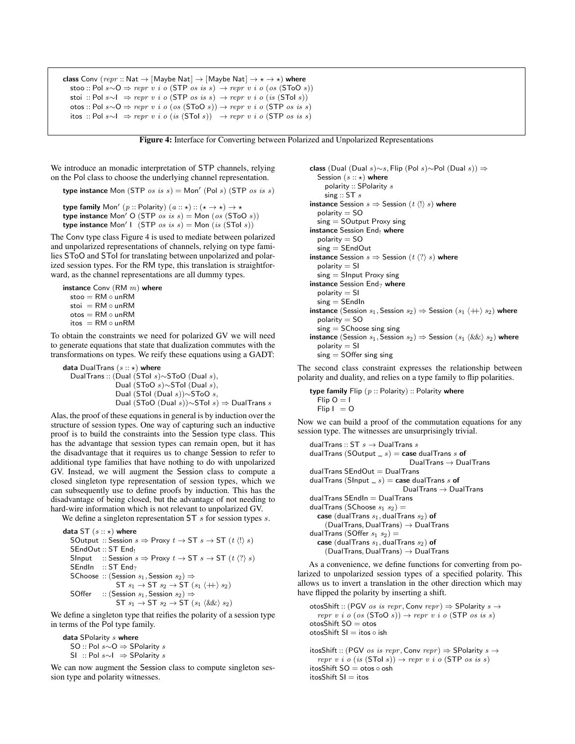```
class Conv (repr :: Nat → [Maybe Nat] → [Maybe Nat] → ⋆ → ⋆) where
  stoo :: Pol s∼O ⇒ repr v i o (STP os is s) → repr v i o (os (SToO s))
  stoi :: Pol s∼I ⇒ repr v i o (STP os is s) → repr v i o (is (SToI s))
  otos :: Pol s∼O ⇒ repr v i o (os (SToO s)) → repr v i o (STP os is s)
  itos :: Pol s∼I ⇒ repr v i o (is (SToI s)) → repr v i o (STP os is s)
```

**Figure 4:** Interface for Converting between Polarized and Unpolarized Representations

We introduce an monadic interpretation of STP channels, relying on the Pol class to choose the underlying channel representation.

```
type instance Mon (STP os is s) = Mon′ (Pol s) (STP os is s)

type family Mon′ (p :: Polarity) (a :: ⋆) :: (⋆ → ⋆) → ⋆
type instance Mon′ O (STP os is s) = Mon (os (SToO s))
type instance Mon′ I (STP os is s) = Mon (is (SToI s))
```

The Conv type class Figure 4 is used to mediate between polarized and unpolarized representations of channels, relying on type families SToO and SToI for translating between unpolarized and polarized session types. For the RM type, this translation is straightforward, as the channel representations are all dummy types.

```
instance Conv (RM m) where
  stoo = RM ∘ unRM
  stoi = RM ∘ unRM
  otos = RM ∘ unRM
  itos = RM ∘ unRM
```

To obtain the constraints we need for polarized GV we will need to generate equations that state that dualization commutes with the transformations on types. We reify these equations using a GADT:

```
data DualTrans (s :: ⋆) where
  DualTrans :: (Dual (SToI s)∼SToO (Dual s),
                Dual (SToO s)∼SToI (Dual s),
                Dual (SToI (Dual s))∼SToO s,
                Dual (SToO (Dual s))∼SToI s) ⇒ DualTrans s
```

Alas, the proof of these equations in general is by induction over the structure of session types. One way of capturing such an inductive proof is to build the constraints into the Session type class. This has the advantage that session types can remain open, but it has the disadvantage that it requires us to change Session to refer to additional type families that have nothing to do with unpolarized GV. Instead, we will augment the Session class to compute a closed singleton type representation of session types, which we can subsequently use to define proofs by induction. This has the disadvantage of being closed, but the advantage of not needing to hard-wire information which is not relevant to unpolarized GV.

We define a singleton representation ST $s$ for session types $s$.

```
data ST (s :: ⋆) where
  SOutput :: Session s ⇒ Proxy t → ST s → ST (t ⟨!⟩ s)
  SEndOut :: ST End!
  SInput  :: Session s ⇒ Proxy t → ST s → ST (t ⟨?⟩ s)
  SEndIn  :: ST End?
  SChoose :: (Session s1, Session s2) ⇒
               ST s1 → ST s2 → ST (s1 ⟨++⟩ s2)
  SOffer  :: (Session s1, Session s2) ⇒
               ST s1 → ST s2 → ST (s1 ⟨&&⟩ s2)
```

We define a singleton type that reifies the polarity of a session type in terms of the Pol type family.

```
data SPolarity s where
  SO :: Pol s∼O ⇒ SPolarity s
  SI :: Pol s∼I ⇒ SPolarity s
```

We can now augment the Session class to compute singleton session type and polarity witnesses.

```
class (Dual (Dual s)∼s, Flip (Pol s)∼Pol (Dual s)) ⇒
    Session (s :: ⋆) where
      polarity :: SPolarity s
      sing :: ST s
instance Session s ⇒ Session (t ⟨!⟩ s) where
  polarity = SO
  sing = SOutput Proxy sing
instance Session End! where
  polarity = SO
  sing = SEndOut
instance Session s ⇒ Session (t ⟨?⟩ s) where
  polarity = SI
  sing = SInput Proxy sing
instance Session End? where
  polarity = SI
  sing = SEndIn
instance (Session s1, Session s2) ⇒ Session (s1 ⟨++⟩ s2) where
  polarity = SO
  sing = SChoose sing sing
instance (Session s1, Session s2) ⇒ Session (s1 ⟨&&⟩ s2) where
  polarity = SI
  sing = SOffer sing sing
```

The second class constraint expresses the relationship between polarity and duality, and relies on a type family to flip polarities.

```
type family Flip (p :: Polarity) :: Polarity where
  Flip O = I
  Flip I = O
```

Now we can build a proof of the commutation equations for any session type. The witnesses are unsurprisingly trivial.

```
dualTrans :: ST s → DualTrans s
dualTrans (SOutput _ s) = case dualTrans s of
                            DualTrans → DualTrans
dualTrans SEndOut = DualTrans
dualTrans (SInput _ s) = case dualTrans s of
                           DualTrans → DualTrans
dualTrans SEndIn = DualTrans
dualTrans (SChoose s1 s2) =
  case (dualTrans s1, dualTrans s2) of
    (DualTrans, DualTrans) → DualTrans
dualTrans (SOffer s1 s2) =
  case (dualTrans s1, dualTrans s2) of
    (DualTrans, DualTrans) → DualTrans
```

As a convenience, we define functions for converting from polarized to unpolarized session types of a specified polarity. This allows us to invert a translation in the other direction which may have flipped the polarity by inserting a shift.

```
otosShift :: (PGV os is repr, Conv repr) ⇒ SPolarity s →
  repr v i o (os (SToO s)) → repr v i o (STP os is s)
otosShift SO = otos
otosShift SI = itos ∘ ish

itosShift :: (PGV os is repr, Conv repr) ⇒ SPolarity s →
  repr v i o (is (SToI s)) → repr v i o (STP os is s)
itosShift SO = otos ∘ osh
itosShift SI = itos
```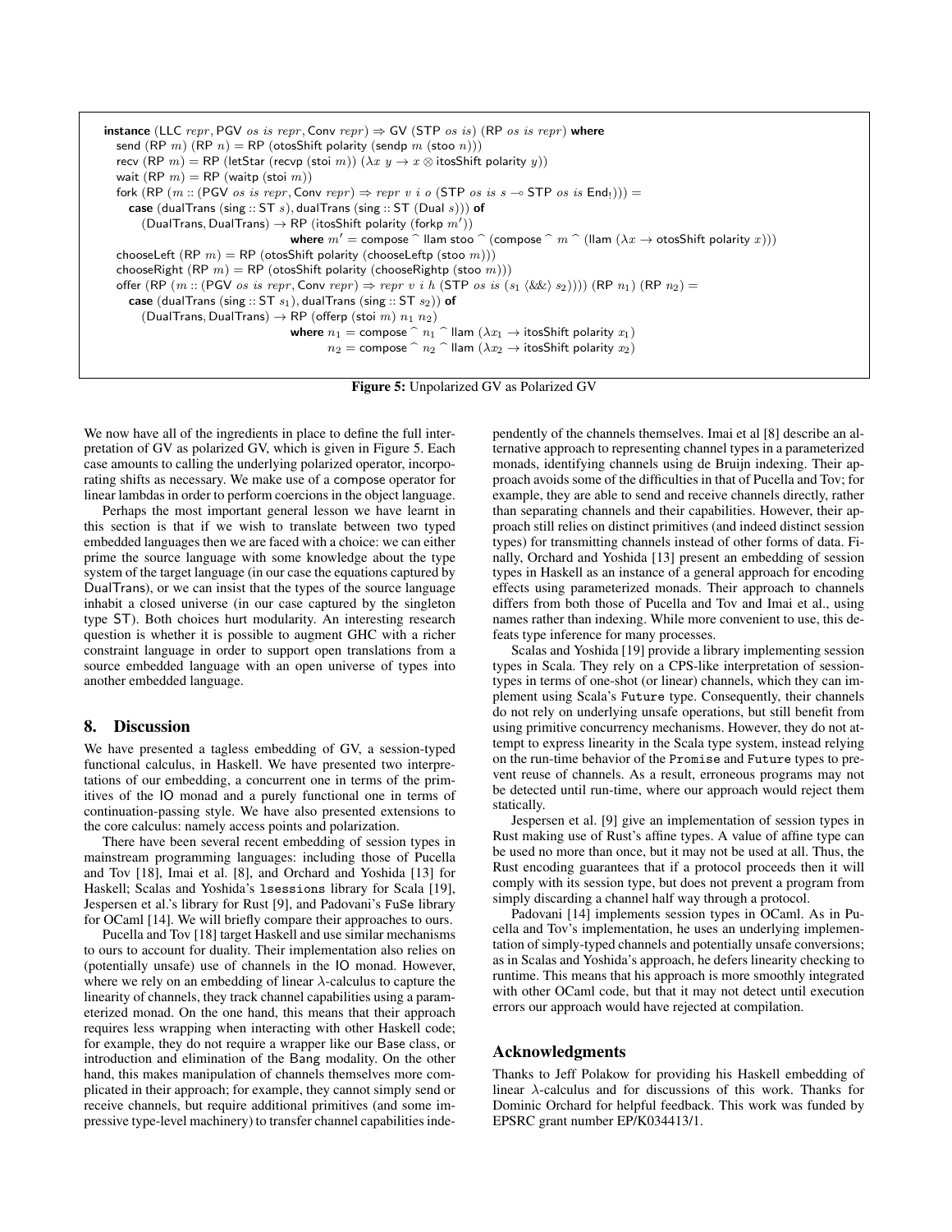```
instance (LLC repr, PGV os is repr, Conv repr) ⇒ GV (STP os is) (RP os is repr) where
  send (RP m) (RP n) = RP (otosShift polarity (sendp m (stoo n)))
  recv (RP m) = RP (letStar (recvp (stoi m)) (λx y → x ⊗ itosShift polarity y))
  wait (RP m) = RP (waitp (stoi m))
  fork (RP (m :: (PGV os is repr, Conv repr) ⇒ repr v i o (STP os is s ⊸ STP os is End!))) =
    case (dualTrans (sing :: ST s), dualTrans (sing :: ST (Dual s))) of
      (DualTrans, DualTrans) → RP (itosShift polarity (forkp m'))
                               where m' = compose ^ llam stoo ^ (compose ^ m ^ (llam (λx → otosShift polarity x)))
  chooseLeft (RP m) = RP (otosShift polarity (chooseLeftp (stoo m)))
  chooseRight (RP m) = RP (otosShift polarity (chooseRightp (stoo m)))
  offer (RP (m :: (PGV os is repr, Conv repr) ⇒ repr v i h (STP os is (s1 ⟨&&⟩ s2)))) (RP n1) (RP n2) =
    case (dualTrans (sing :: ST s1), dualTrans (sing :: ST s2)) of
      (DualTrans, DualTrans) → RP (offerp (stoi m) n1 n2)
                               where n1 = compose ^ n1 ^ llam (λx1 → itosShift polarity x1)
                                     n2 = compose ^ n2 ^ llam (λx2 → itosShift polarity x2)
```

**Figure 5:** Unpolarized GV as Polarized GV

We now have all of the ingredients in place to define the full interpretation of GV as polarized GV, which is given in Figure 5. Each case amounts to calling the underlying polarized operator, incorporating shifts as necessary. We make use of a compose operator for linear lambdas in order to perform coercions in the object language.

Perhaps the most important general lesson we have learnt in this section is that if we wish to translate between two typed embedded languages then we are faced with a choice: we can either prime the source language with some knowledge about the type system of the target language (in our case the equations captured by DualTrans), or we can insist that the types of the source language inhabit a closed universe (in our case captured by the singleton type ST). Both choices hurt modularity. An interesting research question is whether it is possible to augment GHC with a richer constraint language in order to support open translations from a source embedded language with an open universe of types into another embedded language.

## 8. Discussion

We have presented a tagless embedding of GV, a session-typed functional calculus, in Haskell. We have presented two interpretations of our embedding, a concurrent one in terms of the primitives of the IO monad and a purely functional one in terms of continuation-passing style. We have also presented extensions to the core calculus: namely access points and polarization.

There have been several recent embedding of session types in mainstream programming languages: including those of Pucella and Tov [18], Imai et al. [8], and Orchard and Yoshida [13] for Haskell; Scalas and Yoshida's `lsessions` library for Scala [19], Jespersen et al.'s library for Rust [9], and Padovani's `FuSe` library for OCaml [14]. We will briefly compare their approaches to ours.

Pucella and Tov [18] target Haskell and use similar mechanisms to ours to account for duality. Their implementation also relies on (potentially unsafe) use of channels in the IO monad. However, where we rely on an embedding of linear $\lambda$-calculus to capture the linearity of channels, they track channel capabilities using a parameterized monad. On the one hand, this means that their approach requires less wrapping when interacting with other Haskell code; for example, they do not require a wrapper like our Base class, or introduction and elimination of the Bang modality. On the other hand, this makes manipulation of channels themselves more complicated in their approach; for example, they cannot simply send or receive channels, but require additional primitives (and some impressive type-level machinery) to transfer channel capabilities independently of the channels themselves. Imai et al [8] describe an alternative approach to representing channel types in a parameterized monads, identifying channels using de Bruijn indexing. Their approach avoids some of the difficulties in that of Pucella and Tov; for example, they are able to send and receive channels directly, rather than separating channels and their capabilities. However, their approach still relies on distinct primitives (and indeed distinct session types) for transmitting channels instead of other forms of data. Finally, Orchard and Yoshida [13] present an embedding of session types in Haskell as an instance of a general approach for encoding effects using parameterized monads. Their approach to channels differs from both those of Pucella and Tov and Imai et al., using names rather than indexing. While more convenient to use, this defeats type inference for many processes.

Scalas and Yoshida [19] provide a library implementing session types in Scala. They rely on a CPS-like interpretation of session-types in terms of one-shot (or linear) channels, which they can implement using Scala's `Future` type. Consequently, their channels do not rely on underlying unsafe operations, but still benefit from using primitive concurrency mechanisms. However, they do not attempt to express linearity in the Scala type system, instead relying on the run-time behavior of the `Promise` and `Future` types to prevent reuse of channels. As a result, erroneous programs may not be detected until run-time, where our approach would reject them statically.

Jespersen et al. [9] give an implementation of session types in Rust making use of Rust's affine types. A value of affine type can be used no more than once, but it may not be used at all. Thus, the Rust encoding guarantees that if a protocol proceeds then it will comply with its session type, but does not prevent a program from simply discarding a channel half way through a protocol.

Padovani [14] implements session types in OCaml. As in Pucella and Tov's implementation, he uses an underlying implementation of simply-typed channels and potentially unsafe conversions; as in Scalas and Yoshida's approach, he defers linearity checking to runtime. This means that his approach is more smoothly integrated with other OCaml code, but that it may not detect until execution errors our approach would have rejected at compilation.

## Acknowledgments

Thanks to Jeff Polakow for providing his Haskell embedding of linear $\lambda$-calculus and for discussions of this work. Thanks for Dominic Orchard for helpful feedback. This work was funded by EPSRC grant number EP/K034413/1.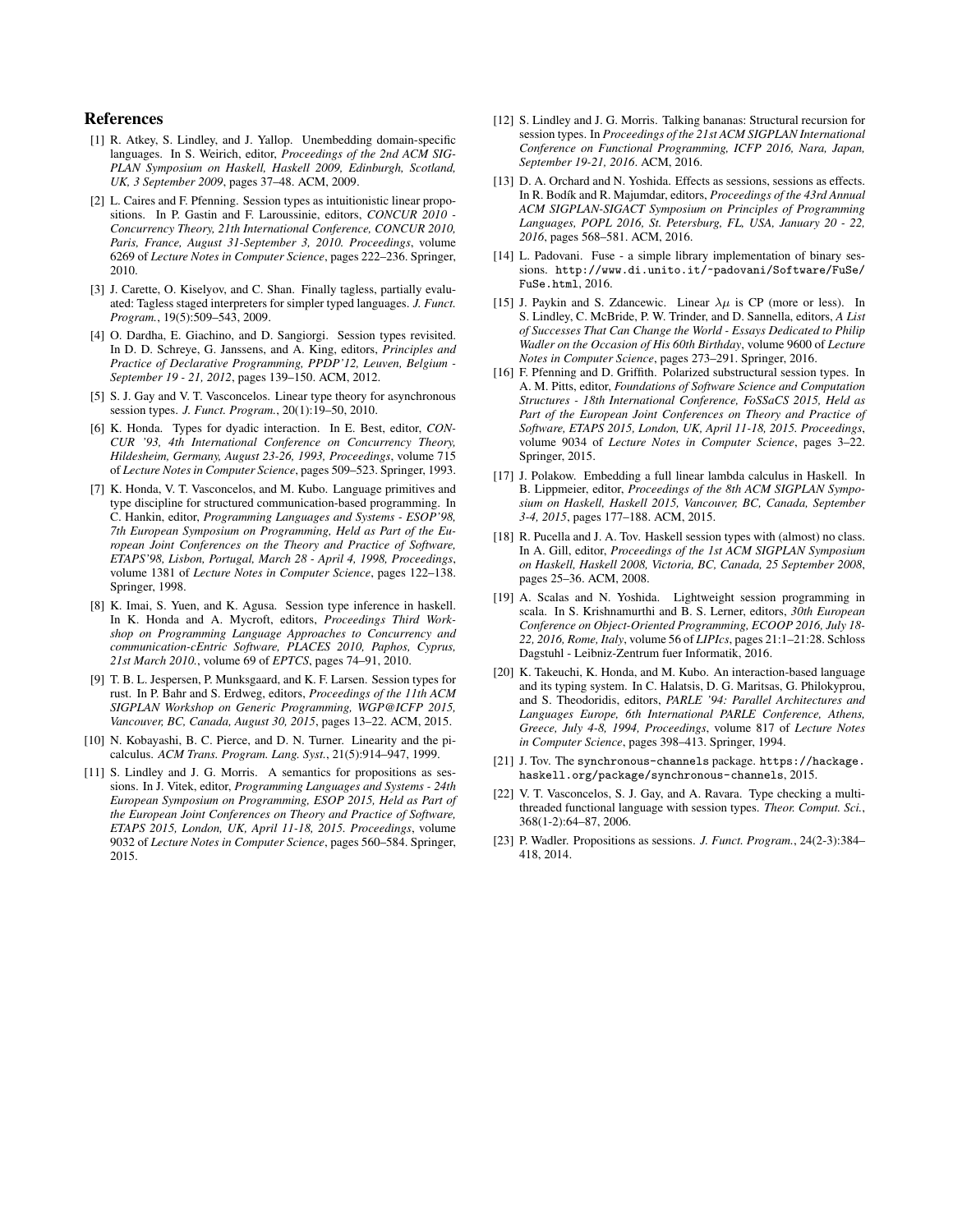## References

[1] R. Atkey, S. Lindley, and J. Yallop. Unembedding domain-specific languages. In S. Weirich, editor, *Proceedings of the 2nd ACM SIGPLAN Symposium on Haskell, Haskell 2009, Edinburgh, Scotland, UK, 3 September 2009*, pages 37–48. ACM, 2009.

[2] L. Caires and F. Pfenning. Session types as intuitionistic linear propositions. In P. Gastin and F. Laroussinie, editors, *CONCUR 2010 - Concurrency Theory, 21th International Conference, CONCUR 2010, Paris, France, August 31-September 3, 2010. Proceedings*, volume 6269 of *Lecture Notes in Computer Science*, pages 222–236. Springer, 2010.

[3] J. Carette, O. Kiselyov, and C. Shan. Finally tagless, partially evaluated: Tagless staged interpreters for simpler typed languages. *J. Funct. Program.*, 19(5):509–543, 2009.

[4] O. Dardha, E. Giachino, and D. Sangiorgi. Session types revisited. In D. D. Schreye, G. Janssens, and A. King, editors, *Principles and Practice of Declarative Programming, PPDP'12, Leuven, Belgium - September 19 - 21, 2012*, pages 139–150. ACM, 2012.

[5] S. J. Gay and V. T. Vasconcelos. Linear type theory for asynchronous session types. *J. Funct. Program.*, 20(1):19–50, 2010.

[6] K. Honda. Types for dyadic interaction. In E. Best, editor, *CONCUR '93, 4th International Conference on Concurrency Theory, Hildesheim, Germany, August 23-26, 1993, Proceedings*, volume 715 of *Lecture Notes in Computer Science*, pages 509–523. Springer, 1993.

[7] K. Honda, V. T. Vasconcelos, and M. Kubo. Language primitives and type discipline for structured communication-based programming. In C. Hankin, editor, *Programming Languages and Systems - ESOP'98, 7th European Symposium on Programming, Held as Part of the European Joint Conferences on the Theory and Practice of Software, ETAPS'98, Lisbon, Portugal, March 28 - April 4, 1998, Proceedings*, volume 1381 of *Lecture Notes in Computer Science*, pages 122–138. Springer, 1998.

[8] K. Imai, S. Yuen, and K. Agusa. Session type inference in haskell. In K. Honda and A. Mycroft, editors, *Proceedings Third Workshop on Programming Language Approaches to Concurrency and communication-cEntric Software, PLACES 2010, Paphos, Cyprus, 21st March 2010.*, volume 69 of *EPTCS*, pages 74–91, 2010.

[9] T. B. L. Jespersen, P. Munksgaard, and K. F. Larsen. Session types for rust. In P. Bahr and S. Erdweg, editors, *Proceedings of the 11th ACM SIGPLAN Workshop on Generic Programming, WGP@ICFP 2015, Vancouver, BC, Canada, August 30, 2015*, pages 13–22. ACM, 2015.

[10] N. Kobayashi, B. C. Pierce, and D. N. Turner. Linearity and the pi-calculus. *ACM Trans. Program. Lang. Syst.*, 21(5):914–947, 1999.

[11] S. Lindley and J. G. Morris. A semantics for propositions as sessions. In J. Vitek, editor, *Programming Languages and Systems - 24th European Symposium on Programming, ESOP 2015, Held as Part of the European Joint Conferences on Theory and Practice of Software, ETAPS 2015, London, UK, April 11-18, 2015. Proceedings*, volume 9032 of *Lecture Notes in Computer Science*, pages 560–584. Springer, 2015.

[12] S. Lindley and J. G. Morris. Talking bananas: Structural recursion for session types. In *Proceedings of the 21st ACM SIGPLAN International Conference on Functional Programming, ICFP 2016, Nara, Japan, September 19-21, 2016*. ACM, 2016.

[13] D. A. Orchard and N. Yoshida. Effects as sessions, sessions as effects. In R. Bodík and R. Majumdar, editors, *Proceedings of the 43rd Annual ACM SIGPLAN-SIGACT Symposium on Principles of Programming Languages, POPL 2016, St. Petersburg, FL, USA, January 20 - 22, 2016*, pages 568–581. ACM, 2016.

[14] L. Padovani. Fuse - a simple library implementation of binary sessions. `http://www.di.unito.it/~padovani/Software/FuSe/FuSe.html`, 2016.

[15] J. Paykin and S. Zdancewic. Linear $\lambda\mu$ is CP (more or less). In S. Lindley, C. McBride, P. W. Trinder, and D. Sannella, editors, *A List of Successes That Can Change the World - Essays Dedicated to Philip Wadler on the Occasion of His 60th Birthday*, volume 9600 of *Lecture Notes in Computer Science*, pages 273–291. Springer, 2016.

[16] F. Pfenning and D. Griffith. Polarized substructural session types. In A. M. Pitts, editor, *Foundations of Software Science and Computation Structures - 18th International Conference, FoSSaCS 2015, Held as Part of the European Joint Conferences on Theory and Practice of Software, ETAPS 2015, London, UK, April 11-18, 2015. Proceedings*, volume 9034 of *Lecture Notes in Computer Science*, pages 3–22. Springer, 2015.

[17] J. Polakow. Embedding a full linear lambda calculus in Haskell. In B. Lippmeier, editor, *Proceedings of the 8th ACM SIGPLAN Symposium on Haskell, Haskell 2015, Vancouver, BC, Canada, September 3-4, 2015*, pages 177–188. ACM, 2015.

[18] R. Pucella and J. A. Tov. Haskell session types with (almost) no class. In A. Gill, editor, *Proceedings of the 1st ACM SIGPLAN Symposium on Haskell, Haskell 2008, Victoria, BC, Canada, 25 September 2008*, pages 25–36. ACM, 2008.

[19] A. Scalas and N. Yoshida. Lightweight session programming in scala. In S. Krishnamurthi and B. S. Lerner, editors, *30th European Conference on Object-Oriented Programming, ECOOP 2016, July 18-22, 2016, Rome, Italy*, volume 56 of *LIPIcs*, pages 21:1–21:28. Schloss Dagstuhl - Leibniz-Zentrum fuer Informatik, 2016.

[20] K. Takeuchi, K. Honda, and M. Kubo. An interaction-based language and its typing system. In C. Halatsis, D. G. Maritsas, G. Philokyprou, and S. Theodoridis, editors, *PARLE '94: Parallel Architectures and Languages Europe, 6th International PARLE Conference, Athens, Greece, July 4-8, 1994, Proceedings*, volume 817 of *Lecture Notes in Computer Science*, pages 398–413. Springer, 1994.

[21] J. Tov. The `synchronous-channels` package. `https://hackage.haskell.org/package/synchronous-channels`, 2015.

[22] V. T. Vasconcelos, S. J. Gay, and A. Ravara. Type checking a multithreaded functional language with session types. *Theor. Comput. Sci.*, 368(1-2):64–87, 2006.

[23] P. Wadler. Propositions as sessions. *J. Funct. Program.*, 24(2-3):384–418, 2014.